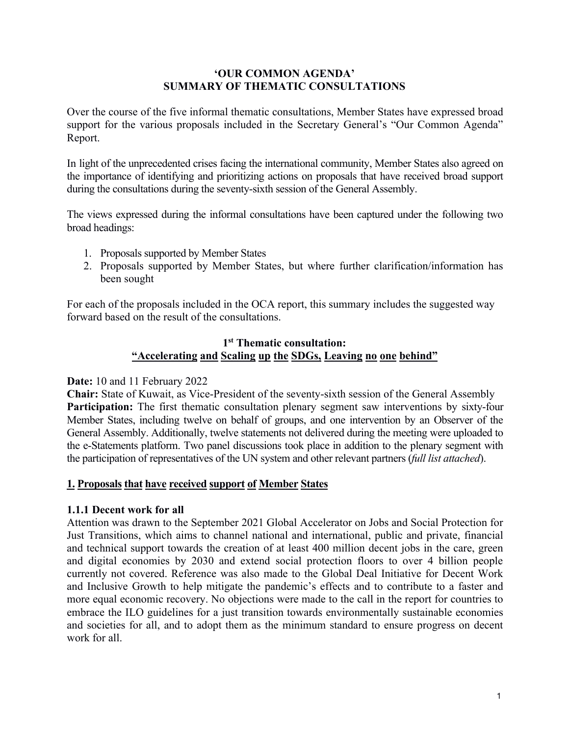# 'OUR COMMON AGENDA'
# SUMMARY OF THEMATIC CONSULTATIONS

Over the course of the five informal thematic consultations, Member States have expressed broad support for the various proposals included in the Secretary General's "Our Common Agenda" Report.

In light of the unprecedented crises facing the international community, Member States also agreed on the importance of identifying and prioritizing actions on proposals that have received broad support during the consultations during the seventy-sixth session of the General Assembly.

The views expressed during the informal consultations have been captured under the following two broad headings:

1. Proposals supported by Member States
2. Proposals supported by Member States, but where further clarification/information has been sought

For each of the proposals included in the OCA report, this summary includes the suggested way forward based on the result of the consultations.

## 1st Thematic consultation: "Accelerating and Scaling up the SDGs, Leaving no one behind"

**Date:** 10 and 11 February 2022
**Chair:** State of Kuwait, as Vice-President of the seventy-sixth session of the General Assembly
**Participation:** The first thematic consultation plenary segment saw interventions by sixty-four Member States, including twelve on behalf of groups, and one intervention by an Observer of the General Assembly. Additionally, twelve statements not delivered during the meeting were uploaded to the e-Statements platform. Two panel discussions took place in addition to the plenary segment with the participation of representatives of the UN system and other relevant partners (*full list attached*).

### 1. Proposals that have received support of Member States

#### 1.1.1 Decent work for all

Attention was drawn to the September 2021 Global Accelerator on Jobs and Social Protection for Just Transitions, which aims to channel national and international, public and private, financial and technical support towards the creation of at least 400 million decent jobs in the care, green and digital economies by 2030 and extend social protection floors to over 4 billion people currently not covered. Reference was also made to the Global Deal Initiative for Decent Work and Inclusive Growth to help mitigate the pandemic's effects and to contribute to a faster and more equal economic recovery. No objections were made to the call in the report for countries to embrace the ILO guidelines for a just transition towards environmentally sustainable economies and societies for all, and to adopt them as the minimum standard to ensure progress on decent work for all.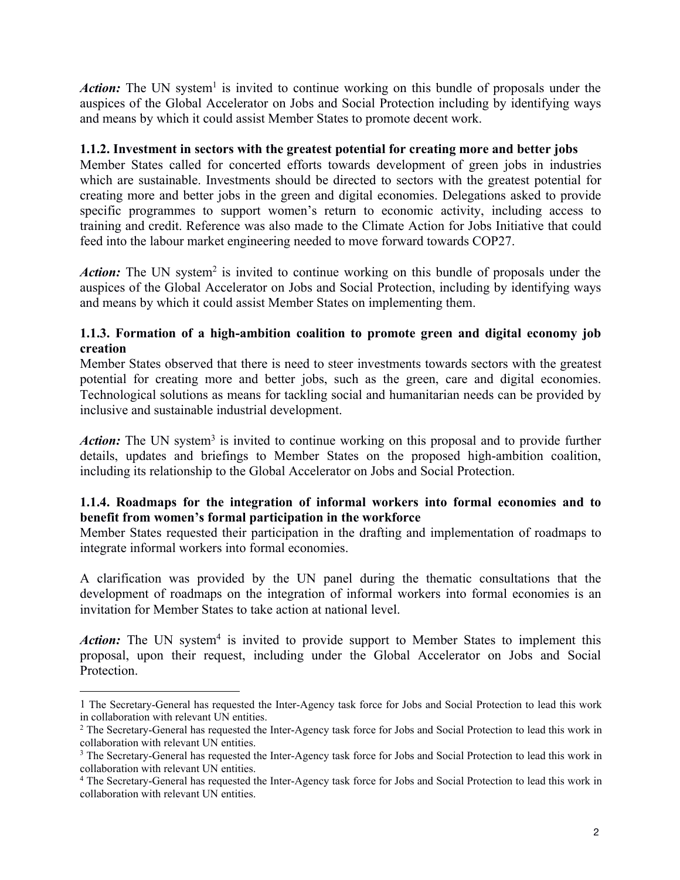*Action:* The UN system[1] is invited to continue working on this bundle of proposals under the auspices of the Global Accelerator on Jobs and Social Protection including by identifying ways and means by which it could assist Member States to promote decent work.

#### 1.1.2. Investment in sectors with the greatest potential for creating more and better jobs

Member States called for concerted efforts towards development of green jobs in industries which are sustainable. Investments should be directed to sectors with the greatest potential for creating more and better jobs in the green and digital economies. Delegations asked to provide specific programmes to support women's return to economic activity, including access to training and credit. Reference was also made to the Climate Action for Jobs Initiative that could feed into the labour market engineering needed to move forward towards COP27.

*Action:* The UN system[2] is invited to continue working on this bundle of proposals under the auspices of the Global Accelerator on Jobs and Social Protection, including by identifying ways and means by which it could assist Member States on implementing them.

#### 1.1.3. Formation of a high-ambition coalition to promote green and digital economy job creation

Member States observed that there is need to steer investments towards sectors with the greatest potential for creating more and better jobs, such as the green, care and digital economies. Technological solutions as means for tackling social and humanitarian needs can be provided by inclusive and sustainable industrial development.

*Action:* The UN system[3] is invited to continue working on this proposal and to provide further details, updates and briefings to Member States on the proposed high-ambition coalition, including its relationship to the Global Accelerator on Jobs and Social Protection.

#### 1.1.4. Roadmaps for the integration of informal workers into formal economies and to benefit from women's formal participation in the workforce

Member States requested their participation in the drafting and implementation of roadmaps to integrate informal workers into formal economies.

A clarification was provided by the UN panel during the thematic consultations that the development of roadmaps on the integration of informal workers into formal economies is an invitation for Member States to take action at national level.

*Action:* The UN system[4] is invited to provide support to Member States to implement this proposal, upon their request, including under the Global Accelerator on Jobs and Social Protection.

---

1 The Secretary-General has requested the Inter-Agency task force for Jobs and Social Protection to lead this work in collaboration with relevant UN entities.

2 The Secretary-General has requested the Inter-Agency task force for Jobs and Social Protection to lead this work in collaboration with relevant UN entities.

3 The Secretary-General has requested the Inter-Agency task force for Jobs and Social Protection to lead this work in collaboration with relevant UN entities.

4 The Secretary-General has requested the Inter-Agency task force for Jobs and Social Protection to lead this work in collaboration with relevant UN entities.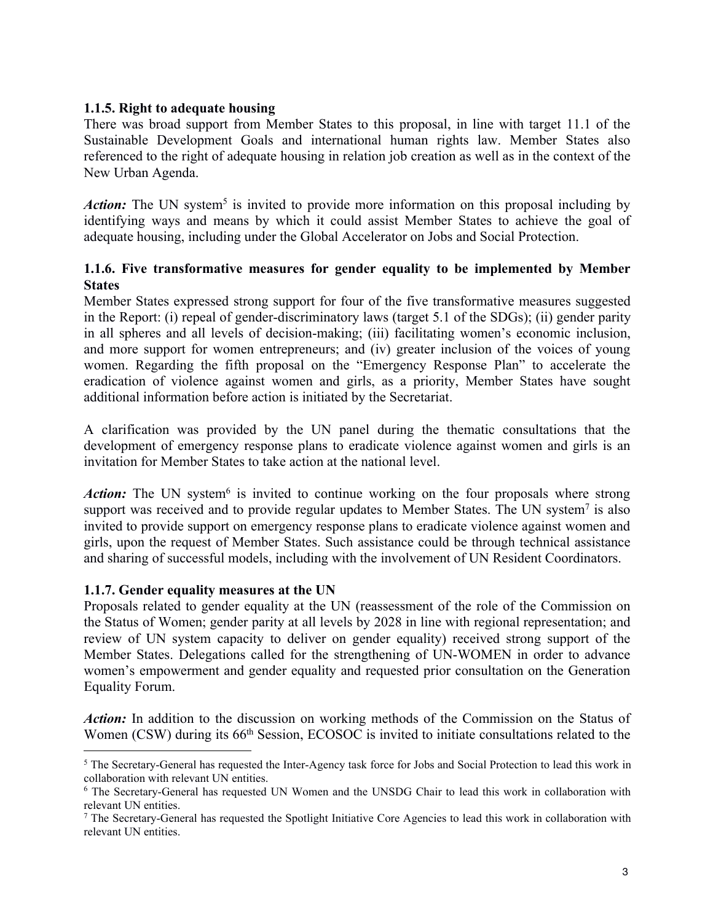### 1.1.5. Right to adequate housing

There was broad support from Member States to this proposal, in line with target 11.1 of the Sustainable Development Goals and international human rights law. Member States also referenced to the right of adequate housing in relation job creation as well as in the context of the New Urban Agenda.

***Action:*** The UN system[5] is invited to provide more information on this proposal including by identifying ways and means by which it could assist Member States to achieve the goal of adequate housing, including under the Global Accelerator on Jobs and Social Protection.

### 1.1.6. Five transformative measures for gender equality to be implemented by Member States

Member States expressed strong support for four of the five transformative measures suggested in the Report: (i) repeal of gender-discriminatory laws (target 5.1 of the SDGs); (ii) gender parity in all spheres and all levels of decision-making; (iii) facilitating women's economic inclusion, and more support for women entrepreneurs; and (iv) greater inclusion of the voices of young women. Regarding the fifth proposal on the "Emergency Response Plan" to accelerate the eradication of violence against women and girls, as a priority, Member States have sought additional information before action is initiated by the Secretariat.

A clarification was provided by the UN panel during the thematic consultations that the development of emergency response plans to eradicate violence against women and girls is an invitation for Member States to take action at the national level.

***Action:*** The UN system[6] is invited to continue working on the four proposals where strong support was received and to provide regular updates to Member States. The UN system[7] is also invited to provide support on emergency response plans to eradicate violence against women and girls, upon the request of Member States. Such assistance could be through technical assistance and sharing of successful models, including with the involvement of UN Resident Coordinators.

### 1.1.7. Gender equality measures at the UN

Proposals related to gender equality at the UN (reassessment of the role of the Commission on the Status of Women; gender parity at all levels by 2028 in line with regional representation; and review of UN system capacity to deliver on gender equality) received strong support of the Member States. Delegations called for the strengthening of UN-WOMEN in order to advance women's empowerment and gender equality and requested prior consultation on the Generation Equality Forum.

***Action:*** In addition to the discussion on working methods of the Commission on the Status of Women (CSW) during its 66th Session, ECOSOC is invited to initiate consultations related to the

---

[5] The Secretary-General has requested the Inter-Agency task force for Jobs and Social Protection to lead this work in collaboration with relevant UN entities.

[6] The Secretary-General has requested UN Women and the UNSDG Chair to lead this work in collaboration with relevant UN entities.

[7] The Secretary-General has requested the Spotlight Initiative Core Agencies to lead this work in collaboration with relevant UN entities.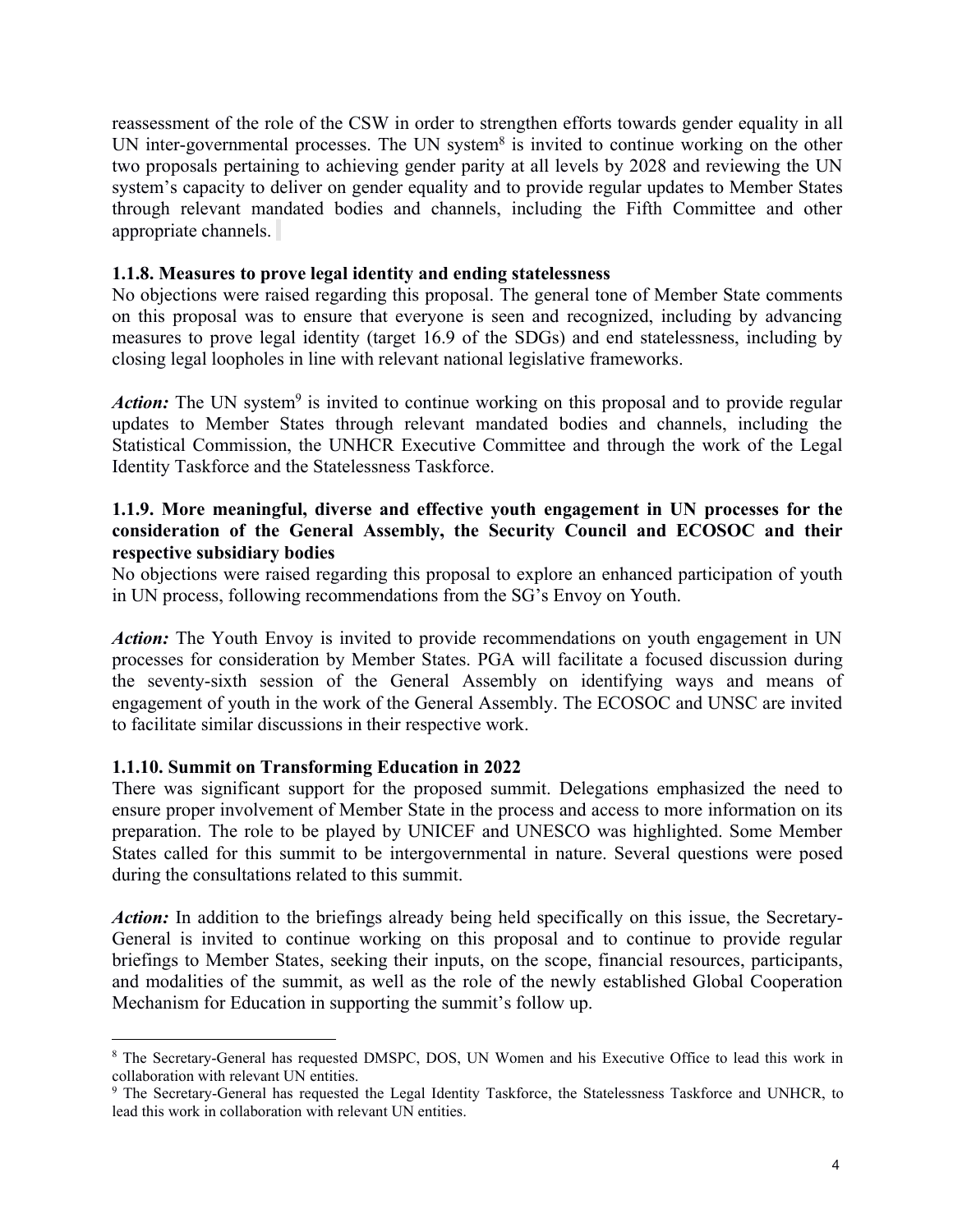reassessment of the role of the CSW in order to strengthen efforts towards gender equality in all UN inter-governmental processes. The UN system[8] is invited to continue working on the other two proposals pertaining to achieving gender parity at all levels by 2028 and reviewing the UN system's capacity to deliver on gender equality and to provide regular updates to Member States through relevant mandated bodies and channels, including the Fifth Committee and other appropriate channels.

**1.1.8. Measures to prove legal identity and ending statelessness**

No objections were raised regarding this proposal. The general tone of Member State comments on this proposal was to ensure that everyone is seen and recognized, including by advancing measures to prove legal identity (target 16.9 of the SDGs) and end statelessness, including by closing legal loopholes in line with relevant national legislative frameworks.

***Action:*** The UN system[9] is invited to continue working on this proposal and to provide regular updates to Member States through relevant mandated bodies and channels, including the Statistical Commission, the UNHCR Executive Committee and through the work of the Legal Identity Taskforce and the Statelessness Taskforce.

**1.1.9. More meaningful, diverse and effective youth engagement in UN processes for the consideration of the General Assembly, the Security Council and ECOSOC and their respective subsidiary bodies**

No objections were raised regarding this proposal to explore an enhanced participation of youth in UN process, following recommendations from the SG's Envoy on Youth.

***Action:*** The Youth Envoy is invited to provide recommendations on youth engagement in UN processes for consideration by Member States. PGA will facilitate a focused discussion during the seventy-sixth session of the General Assembly on identifying ways and means of engagement of youth in the work of the General Assembly. The ECOSOC and UNSC are invited to facilitate similar discussions in their respective work.

**1.1.10. Summit on Transforming Education in 2022**

There was significant support for the proposed summit. Delegations emphasized the need to ensure proper involvement of Member State in the process and access to more information on its preparation. The role to be played by UNICEF and UNESCO was highlighted. Some Member States called for this summit to be intergovernmental in nature. Several questions were posed during the consultations related to this summit.

***Action:*** In addition to the briefings already being held specifically on this issue, the Secretary-General is invited to continue working on this proposal and to continue to provide regular briefings to Member States, seeking their inputs, on the scope, financial resources, participants, and modalities of the summit, as well as the role of the newly established Global Cooperation Mechanism for Education in supporting the summit's follow up.

---

[8] The Secretary-General has requested DMSPC, DOS, UN Women and his Executive Office to lead this work in collaboration with relevant UN entities.

[9] The Secretary-General has requested the Legal Identity Taskforce, the Statelessness Taskforce and UNHCR, to lead this work in collaboration with relevant UN entities.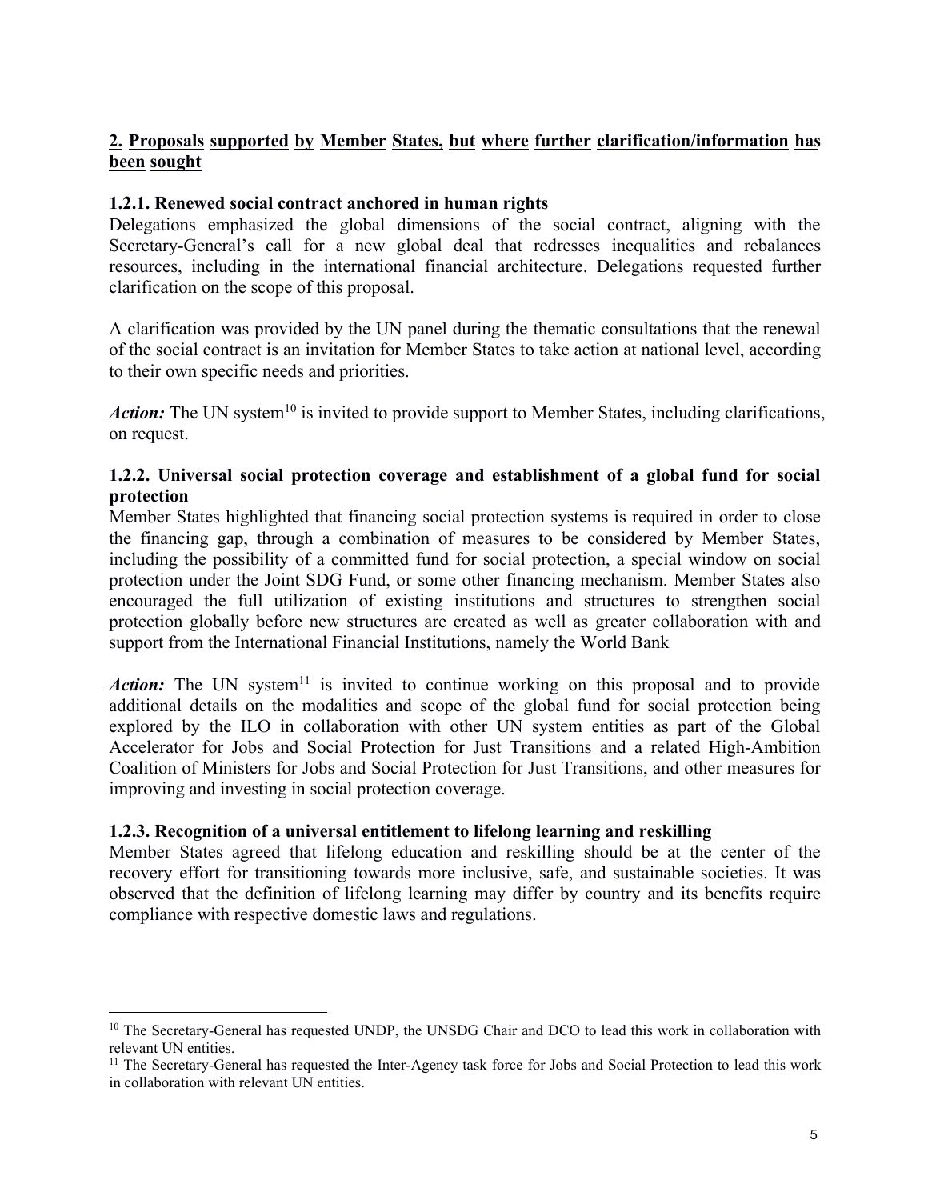## 2. Proposals supported by Member States, but where further clarification/information has been sought

### 1.2.1. Renewed social contract anchored in human rights

Delegations emphasized the global dimensions of the social contract, aligning with the Secretary-General's call for a new global deal that redresses inequalities and rebalances resources, including in the international financial architecture. Delegations requested further clarification on the scope of this proposal.

A clarification was provided by the UN panel during the thematic consultations that the renewal of the social contract is an invitation for Member States to take action at national level, according to their own specific needs and priorities.

***Action:*** The UN system[10] is invited to provide support to Member States, including clarifications, on request.

### 1.2.2. Universal social protection coverage and establishment of a global fund for social protection

Member States highlighted that financing social protection systems is required in order to close the financing gap, through a combination of measures to be considered by Member States, including the possibility of a committed fund for social protection, a special window on social protection under the Joint SDG Fund, or some other financing mechanism. Member States also encouraged the full utilization of existing institutions and structures to strengthen social protection globally before new structures are created as well as greater collaboration with and support from the International Financial Institutions, namely the World Bank

***Action:*** The UN system[11] is invited to continue working on this proposal and to provide additional details on the modalities and scope of the global fund for social protection being explored by the ILO in collaboration with other UN system entities as part of the Global Accelerator for Jobs and Social Protection for Just Transitions and a related High-Ambition Coalition of Ministers for Jobs and Social Protection for Just Transitions, and other measures for improving and investing in social protection coverage.

### 1.2.3. Recognition of a universal entitlement to lifelong learning and reskilling

Member States agreed that lifelong education and reskilling should be at the center of the recovery effort for transitioning towards more inclusive, safe, and sustainable societies. It was observed that the definition of lifelong learning may differ by country and its benefits require compliance with respective domestic laws and regulations.

---

[10] The Secretary-General has requested UNDP, the UNSDG Chair and DCO to lead this work in collaboration with relevant UN entities.

[11] The Secretary-General has requested the Inter-Agency task force for Jobs and Social Protection to lead this work in collaboration with relevant UN entities.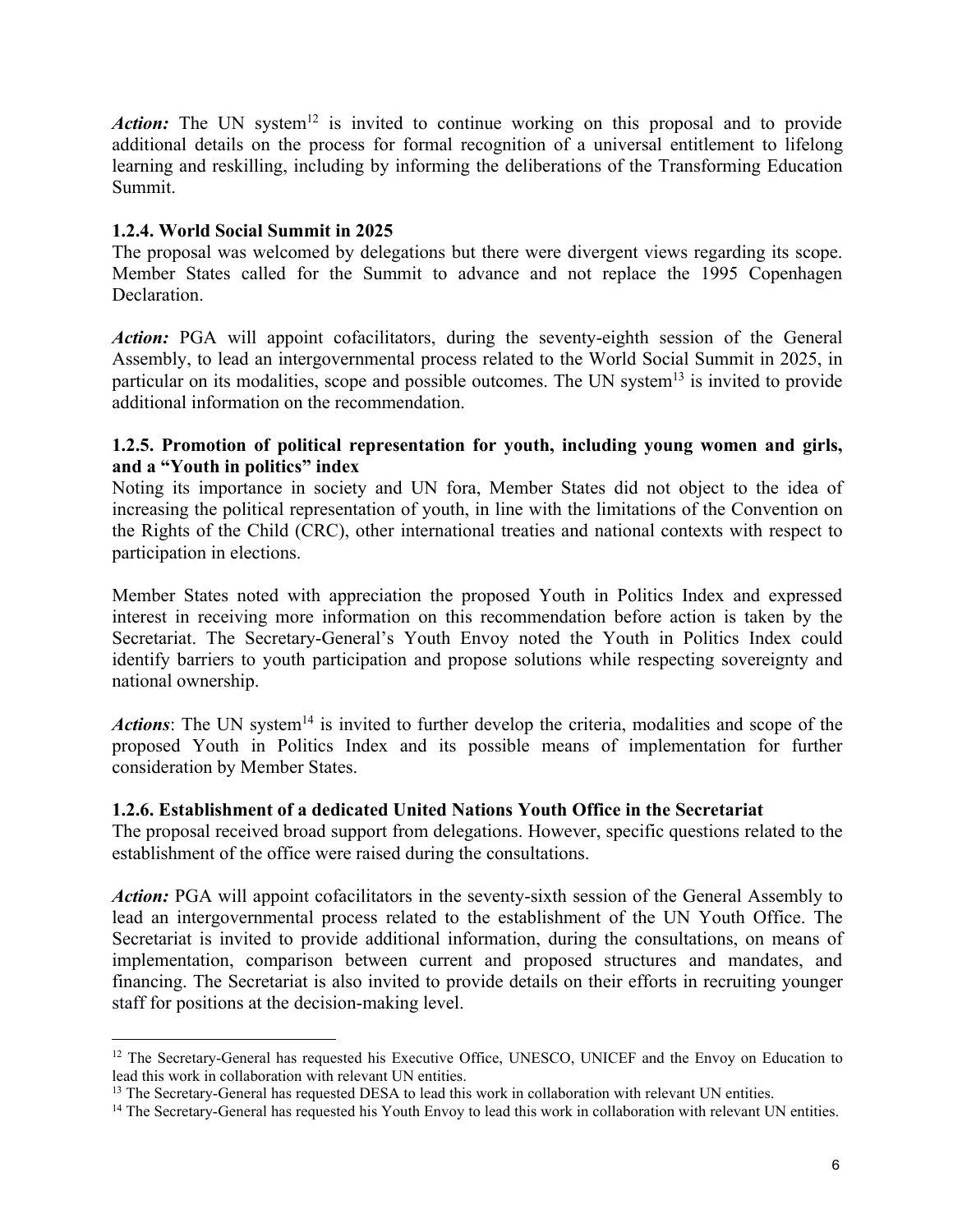***Action:*** The UN system[12] is invited to continue working on this proposal and to provide additional details on the process for formal recognition of a universal entitlement to lifelong learning and reskilling, including by informing the deliberations of the Transforming Education Summit.

### 1.2.4. World Social Summit in 2025

The proposal was welcomed by delegations but there were divergent views regarding its scope. Member States called for the Summit to advance and not replace the 1995 Copenhagen Declaration.

***Action:*** PGA will appoint cofacilitators, during the seventy-eighth session of the General Assembly, to lead an intergovernmental process related to the World Social Summit in 2025, in particular on its modalities, scope and possible outcomes. The UN system[13] is invited to provide additional information on the recommendation.

### 1.2.5. Promotion of political representation for youth, including young women and girls, and a "Youth in politics" index

Noting its importance in society and UN fora, Member States did not object to the idea of increasing the political representation of youth, in line with the limitations of the Convention on the Rights of the Child (CRC), other international treaties and national contexts with respect to participation in elections.

Member States noted with appreciation the proposed Youth in Politics Index and expressed interest in receiving more information on this recommendation before action is taken by the Secretariat. The Secretary-General's Youth Envoy noted the Youth in Politics Index could identify barriers to youth participation and propose solutions while respecting sovereignty and national ownership.

***Actions***: The UN system[14] is invited to further develop the criteria, modalities and scope of the proposed Youth in Politics Index and its possible means of implementation for further consideration by Member States.

### 1.2.6. Establishment of a dedicated United Nations Youth Office in the Secretariat

The proposal received broad support from delegations. However, specific questions related to the establishment of the office were raised during the consultations.

***Action:*** PGA will appoint cofacilitators in the seventy-sixth session of the General Assembly to lead an intergovernmental process related to the establishment of the UN Youth Office. The Secretariat is invited to provide additional information, during the consultations, on means of implementation, comparison between current and proposed structures and mandates, and financing. The Secretariat is also invited to provide details on their efforts in recruiting younger staff for positions at the decision-making level.

---

[12] The Secretary-General has requested his Executive Office, UNESCO, UNICEF and the Envoy on Education to lead this work in collaboration with relevant UN entities.

[13] The Secretary-General has requested DESA to lead this work in collaboration with relevant UN entities.

[14] The Secretary-General has requested his Youth Envoy to lead this work in collaboration with relevant UN entities.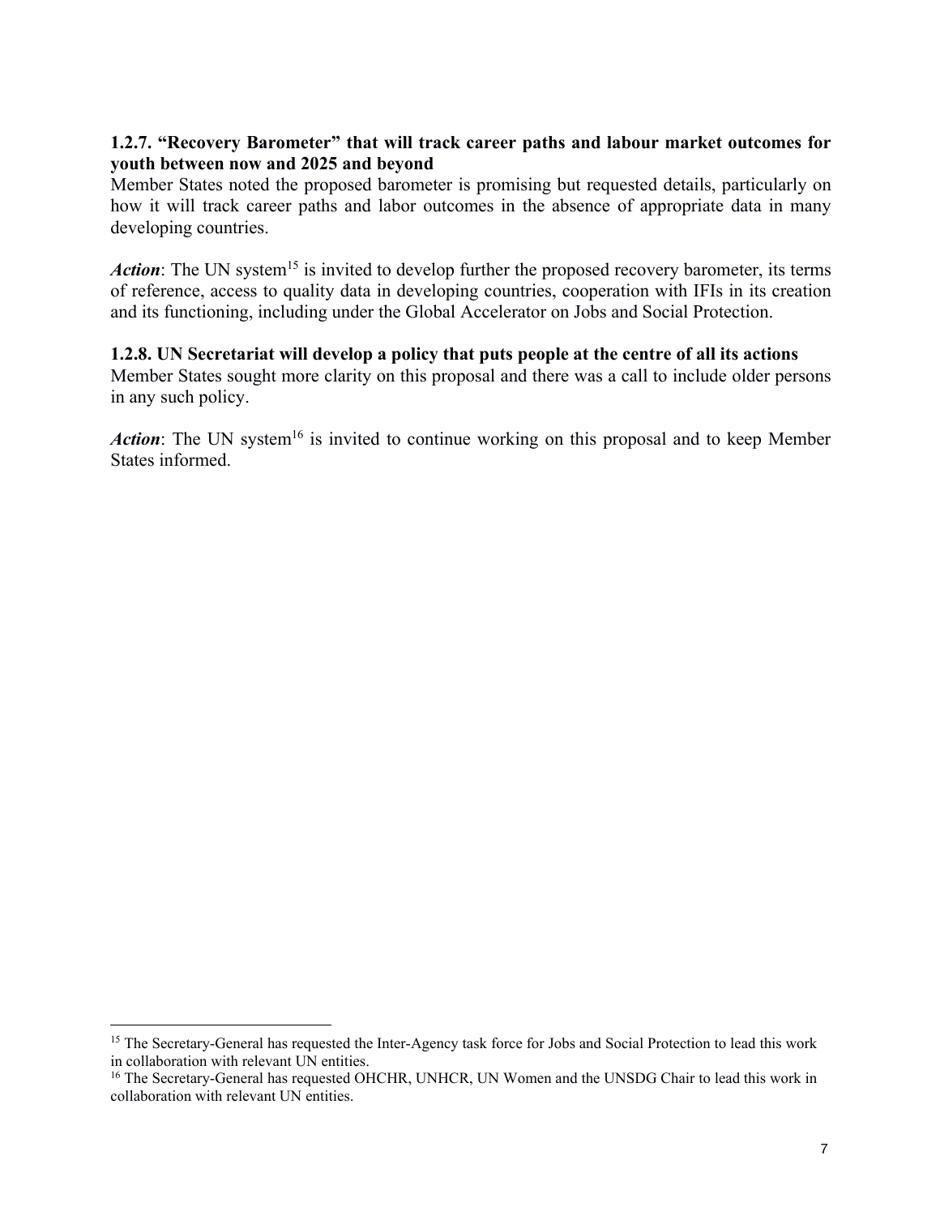**1.2.7. "Recovery Barometer" that will track career paths and labour market outcomes for youth between now and 2025 and beyond**

Member States noted the proposed barometer is promising but requested details, particularly on how it will track career paths and labor outcomes in the absence of appropriate data in many developing countries.

***Action***: The UN system[15] is invited to develop further the proposed recovery barometer, its terms of reference, access to quality data in developing countries, cooperation with IFIs in its creation and its functioning, including under the Global Accelerator on Jobs and Social Protection.

**1.2.8. UN Secretariat will develop a policy that puts people at the centre of all its actions**

Member States sought more clarity on this proposal and there was a call to include older persons in any such policy.

***Action***: The UN system[16] is invited to continue working on this proposal and to keep Member States informed.

---

[15] The Secretary-General has requested the Inter-Agency task force for Jobs and Social Protection to lead this work in collaboration with relevant UN entities.

[16] The Secretary-General has requested OHCHR, UNHCR, UN Women and the UNSDG Chair to lead this work in collaboration with relevant UN entities.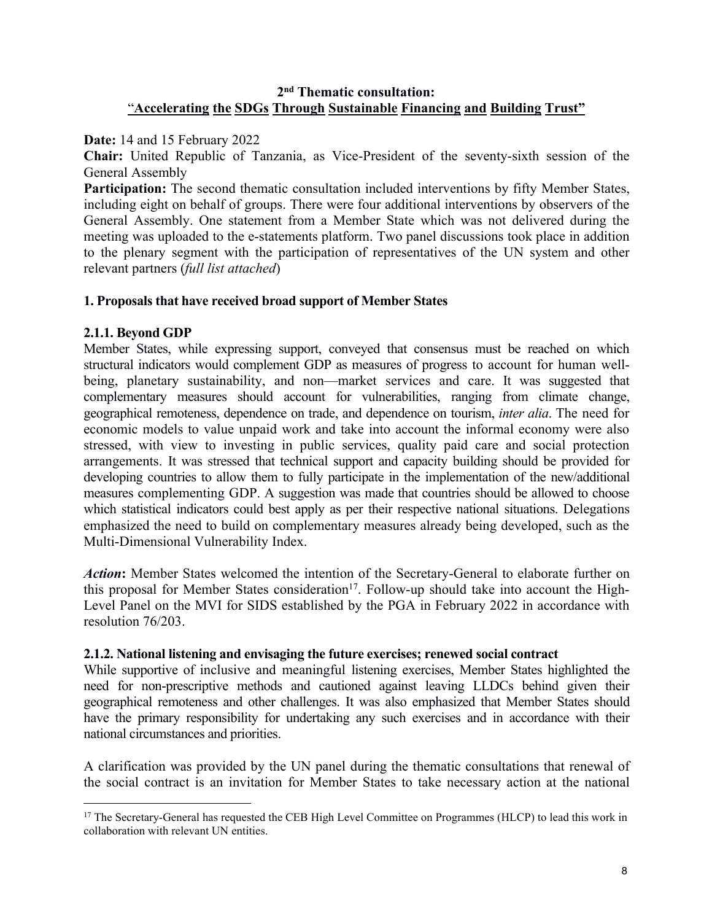## 2nd Thematic consultation: "Accelerating the SDGs Through Sustainable Financing and Building Trust"

**Date:** 14 and 15 February 2022

**Chair:** United Republic of Tanzania, as Vice-President of the seventy-sixth session of the General Assembly

**Participation:** The second thematic consultation included interventions by fifty Member States, including eight on behalf of groups. There were four additional interventions by observers of the General Assembly. One statement from a Member State which was not delivered during the meeting was uploaded to the e-statements platform. Two panel discussions took place in addition to the plenary segment with the participation of representatives of the UN system and other relevant partners (*full list attached*)

### 1. Proposals that have received broad support of Member States

#### 2.1.1. Beyond GDP

Member States, while expressing support, conveyed that consensus must be reached on which structural indicators would complement GDP as measures of progress to account for human well-being, planetary sustainability, and non—market services and care. It was suggested that complementary measures should account for vulnerabilities, ranging from climate change, geographical remoteness, dependence on trade, and dependence on tourism, *inter alia*. The need for economic models to value unpaid work and take into account the informal economy were also stressed, with view to investing in public services, quality paid care and social protection arrangements. It was stressed that technical support and capacity building should be provided for developing countries to allow them to fully participate in the implementation of the new/additional measures complementing GDP. A suggestion was made that countries should be allowed to choose which statistical indicators could best apply as per their respective national situations. Delegations emphasized the need to build on complementary measures already being developed, such as the Multi-Dimensional Vulnerability Index.

***Action*:** Member States welcomed the intention of the Secretary-General to elaborate further on this proposal for Member States consideration[17]. Follow-up should take into account the High-Level Panel on the MVI for SIDS established by the PGA in February 2022 in accordance with resolution 76/203.

#### 2.1.2. National listening and envisaging the future exercises; renewed social contract

While supportive of inclusive and meaningful listening exercises, Member States highlighted the need for non-prescriptive methods and cautioned against leaving LLDCs behind given their geographical remoteness and other challenges. It was also emphasized that Member States should have the primary responsibility for undertaking any such exercises and in accordance with their national circumstances and priorities.

A clarification was provided by the UN panel during the thematic consultations that renewal of the social contract is an invitation for Member States to take necessary action at the national

---

[17] The Secretary-General has requested the CEB High Level Committee on Programmes (HLCP) to lead this work in collaboration with relevant UN entities.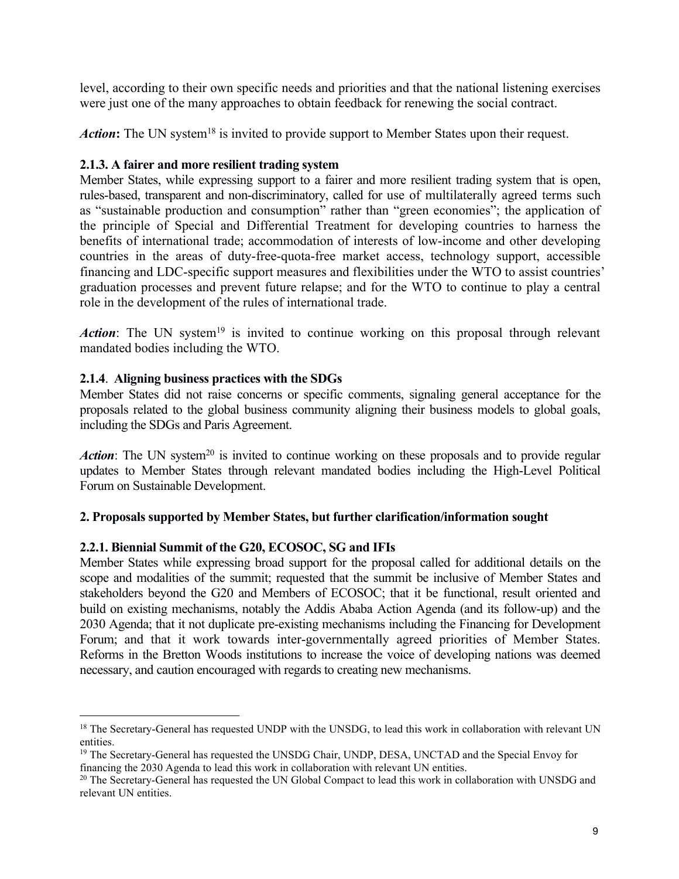level, according to their own specific needs and priorities and that the national listening exercises were just one of the many approaches to obtain feedback for renewing the social contract.

***Action*:** The UN system[18] is invited to provide support to Member States upon their request.

### 2.1.3. A fairer and more resilient trading system

Member States, while expressing support to a fairer and more resilient trading system that is open, rules-based, transparent and non-discriminatory, called for use of multilaterally agreed terms such as "sustainable production and consumption" rather than "green economies"; the application of the principle of Special and Differential Treatment for developing countries to harness the benefits of international trade; accommodation of interests of low-income and other developing countries in the areas of duty-free-quota-free market access, technology support, accessible financing and LDC-specific support measures and flexibilities under the WTO to assist countries' graduation processes and prevent future relapse; and for the WTO to continue to play a central role in the development of the rules of international trade.

***Action***: The UN system[19] is invited to continue working on this proposal through relevant mandated bodies including the WTO.

### 2.1.4. Aligning business practices with the SDGs

Member States did not raise concerns or specific comments, signaling general acceptance for the proposals related to the global business community aligning their business models to global goals, including the SDGs and Paris Agreement.

***Action***: The UN system[20] is invited to continue working on these proposals and to provide regular updates to Member States through relevant mandated bodies including the High-Level Political Forum on Sustainable Development.

## 2. Proposals supported by Member States, but further clarification/information sought

### 2.2.1. Biennial Summit of the G20, ECOSOC, SG and IFIs

Member States while expressing broad support for the proposal called for additional details on the scope and modalities of the summit; requested that the summit be inclusive of Member States and stakeholders beyond the G20 and Members of ECOSOC; that it be functional, result oriented and build on existing mechanisms, notably the Addis Ababa Action Agenda (and its follow-up) and the 2030 Agenda; that it not duplicate pre-existing mechanisms including the Financing for Development Forum; and that it work towards inter-governmentally agreed priorities of Member States. Reforms in the Bretton Woods institutions to increase the voice of developing nations was deemed necessary, and caution encouraged with regards to creating new mechanisms.

---

[18] The Secretary-General has requested UNDP with the UNSDG, to lead this work in collaboration with relevant UN entities.

[19] The Secretary-General has requested the UNSDG Chair, UNDP, DESA, UNCTAD and the Special Envoy for financing the 2030 Agenda to lead this work in collaboration with relevant UN entities.

[20] The Secretary-General has requested the UN Global Compact to lead this work in collaboration with UNSDG and relevant UN entities.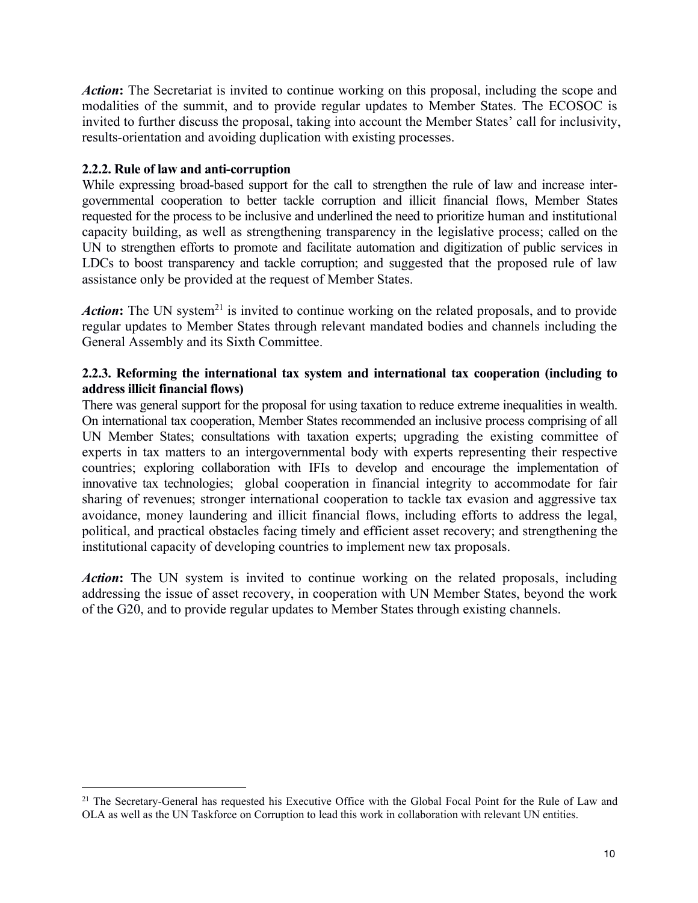***Action*****:** The Secretariat is invited to continue working on this proposal, including the scope and modalities of the summit, and to provide regular updates to Member States. The ECOSOC is invited to further discuss the proposal, taking into account the Member States' call for inclusivity, results-orientation and avoiding duplication with existing processes.

### 2.2.2. Rule of law and anti-corruption

While expressing broad-based support for the call to strengthen the rule of law and increase inter-governmental cooperation to better tackle corruption and illicit financial flows, Member States requested for the process to be inclusive and underlined the need to prioritize human and institutional capacity building, as well as strengthening transparency in the legislative process; called on the UN to strengthen efforts to promote and facilitate automation and digitization of public services in LDCs to boost transparency and tackle corruption; and suggested that the proposed rule of law assistance only be provided at the request of Member States.

***Action*****:** The UN system[21] is invited to continue working on the related proposals, and to provide regular updates to Member States through relevant mandated bodies and channels including the General Assembly and its Sixth Committee.

### 2.2.3. Reforming the international tax system and international tax cooperation (including to address illicit financial flows)

There was general support for the proposal for using taxation to reduce extreme inequalities in wealth. On international tax cooperation, Member States recommended an inclusive process comprising of all UN Member States; consultations with taxation experts; upgrading the existing committee of experts in tax matters to an intergovernmental body with experts representing their respective countries; exploring collaboration with IFIs to develop and encourage the implementation of innovative tax technologies; global cooperation in financial integrity to accommodate for fair sharing of revenues; stronger international cooperation to tackle tax evasion and aggressive tax avoidance, money laundering and illicit financial flows, including efforts to address the legal, political, and practical obstacles facing timely and efficient asset recovery; and strengthening the institutional capacity of developing countries to implement new tax proposals.

***Action*****:** The UN system is invited to continue working on the related proposals, including addressing the issue of asset recovery, in cooperation with UN Member States, beyond the work of the G20, and to provide regular updates to Member States through existing channels.

---

[21] The Secretary-General has requested his Executive Office with the Global Focal Point for the Rule of Law and OLA as well as the UN Taskforce on Corruption to lead this work in collaboration with relevant UN entities.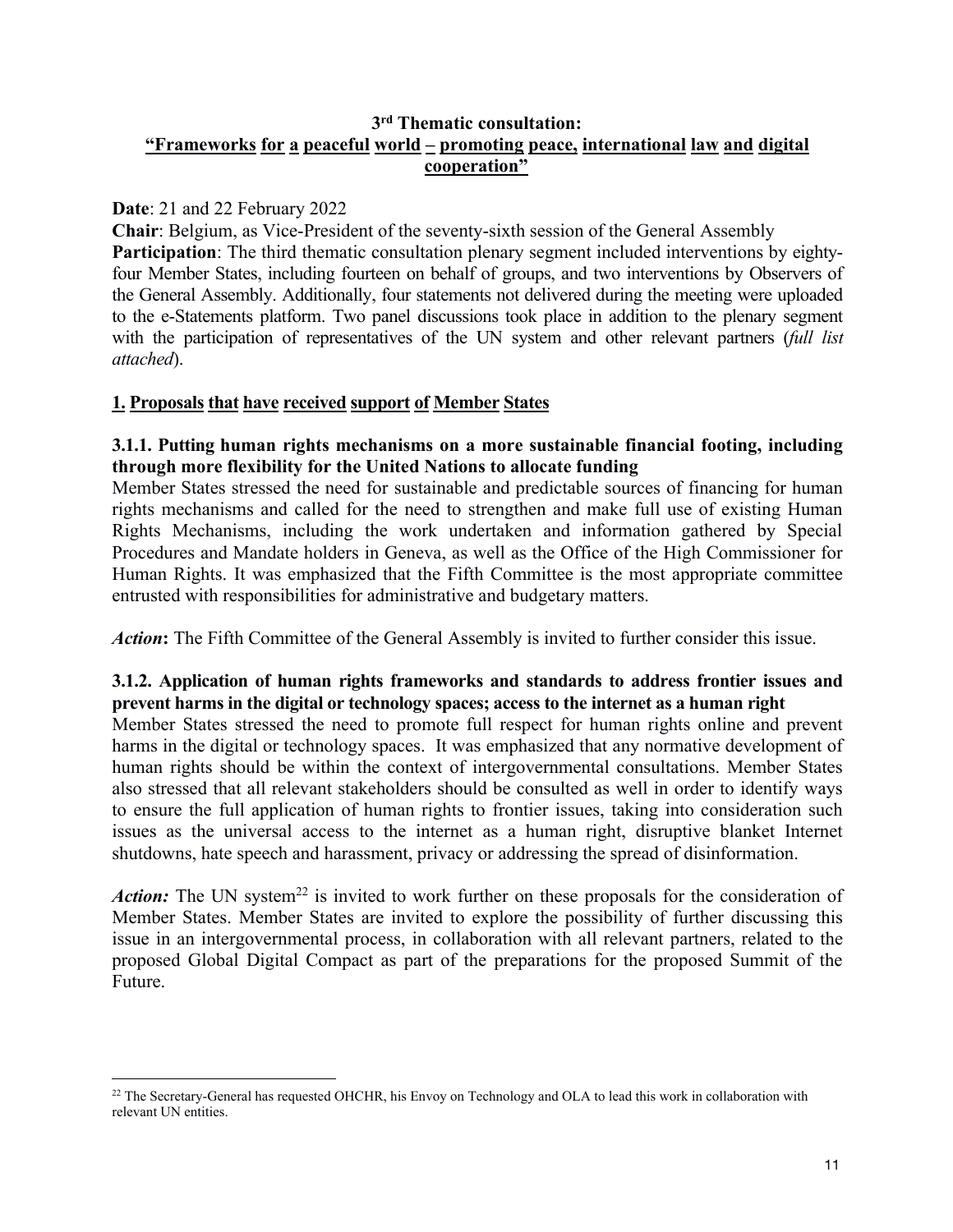## 3rd Thematic consultation: "Frameworks for a peaceful world – promoting peace, international law and digital cooperation"

**Date**: 21 and 22 February 2022

**Chair**: Belgium, as Vice-President of the seventy-sixth session of the General Assembly

**Participation**: The third thematic consultation plenary segment included interventions by eighty-four Member States, including fourteen on behalf of groups, and two interventions by Observers of the General Assembly. Additionally, four statements not delivered during the meeting were uploaded to the e-Statements platform. Two panel discussions took place in addition to the plenary segment with the participation of representatives of the UN system and other relevant partners (*full list attached*).

### 1. Proposals that have received support of Member States

#### 3.1.1. Putting human rights mechanisms on a more sustainable financial footing, including through more flexibility for the United Nations to allocate funding

Member States stressed the need for sustainable and predictable sources of financing for human rights mechanisms and called for the need to strengthen and make full use of existing Human Rights Mechanisms, including the work undertaken and information gathered by Special Procedures and Mandate holders in Geneva, as well as the Office of the High Commissioner for Human Rights. It was emphasized that the Fifth Committee is the most appropriate committee entrusted with responsibilities for administrative and budgetary matters.

***Action*:** The Fifth Committee of the General Assembly is invited to further consider this issue.

#### 3.1.2. Application of human rights frameworks and standards to address frontier issues and prevent harms in the digital or technology spaces; access to the internet as a human right

Member States stressed the need to promote full respect for human rights online and prevent harms in the digital or technology spaces. It was emphasized that any normative development of human rights should be within the context of intergovernmental consultations. Member States also stressed that all relevant stakeholders should be consulted as well in order to identify ways to ensure the full application of human rights to frontier issues, taking into consideration such issues as the universal access to the internet as a human right, disruptive blanket Internet shutdowns, hate speech and harassment, privacy or addressing the spread of disinformation.

***Action:*** The UN system[22] is invited to work further on these proposals for the consideration of Member States. Member States are invited to explore the possibility of further discussing this issue in an intergovernmental process, in collaboration with all relevant partners, related to the proposed Global Digital Compact as part of the preparations for the proposed Summit of the Future.

---

[22] The Secretary-General has requested OHCHR, his Envoy on Technology and OLA to lead this work in collaboration with relevant UN entities.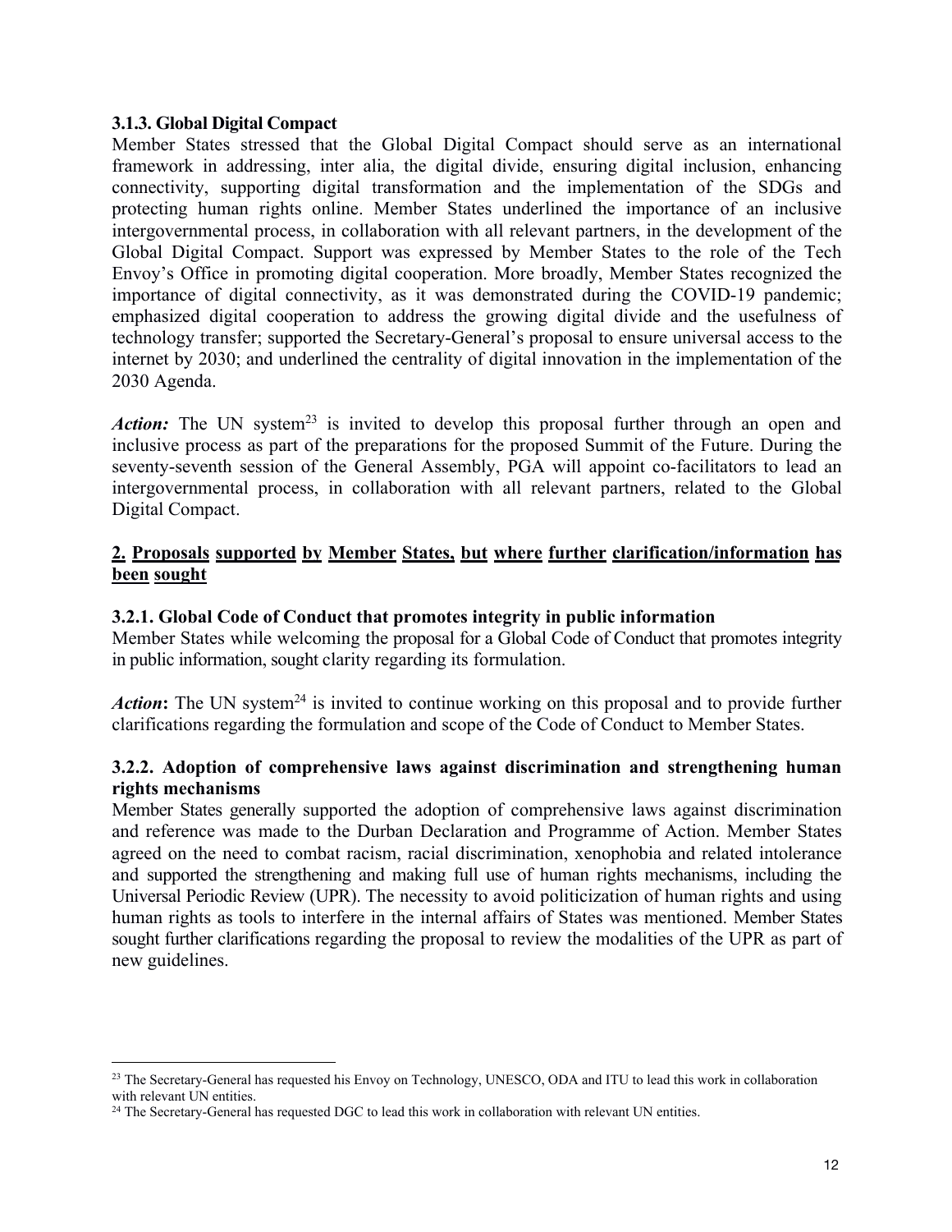### 3.1.3. Global Digital Compact

Member States stressed that the Global Digital Compact should serve as an international framework in addressing, inter alia, the digital divide, ensuring digital inclusion, enhancing connectivity, supporting digital transformation and the implementation of the SDGs and protecting human rights online. Member States underlined the importance of an inclusive intergovernmental process, in collaboration with all relevant partners, in the development of the Global Digital Compact. Support was expressed by Member States to the role of the Tech Envoy's Office in promoting digital cooperation. More broadly, Member States recognized the importance of digital connectivity, as it was demonstrated during the COVID-19 pandemic; emphasized digital cooperation to address the growing digital divide and the usefulness of technology transfer; supported the Secretary-General's proposal to ensure universal access to the internet by 2030; and underlined the centrality of digital innovation in the implementation of the 2030 Agenda.

***Action:*** The UN system[23] is invited to develop this proposal further through an open and inclusive process as part of the preparations for the proposed Summit of the Future. During the seventy-seventh session of the General Assembly, PGA will appoint co-facilitators to lead an intergovernmental process, in collaboration with all relevant partners, related to the Global Digital Compact.

## 2. Proposals supported by Member States, but where further clarification/information has been sought

### 3.2.1. Global Code of Conduct that promotes integrity in public information

Member States while welcoming the proposal for a Global Code of Conduct that promotes integrity in public information, sought clarity regarding its formulation.

***Action*:** The UN system[24] is invited to continue working on this proposal and to provide further clarifications regarding the formulation and scope of the Code of Conduct to Member States.

### 3.2.2. Adoption of comprehensive laws against discrimination and strengthening human rights mechanisms

Member States generally supported the adoption of comprehensive laws against discrimination and reference was made to the Durban Declaration and Programme of Action. Member States agreed on the need to combat racism, racial discrimination, xenophobia and related intolerance and supported the strengthening and making full use of human rights mechanisms, including the Universal Periodic Review (UPR). The necessity to avoid politicization of human rights and using human rights as tools to interfere in the internal affairs of States was mentioned. Member States sought further clarifications regarding the proposal to review the modalities of the UPR as part of new guidelines.

---

[23] The Secretary-General has requested his Envoy on Technology, UNESCO, ODA and ITU to lead this work in collaboration with relevant UN entities.

[24] The Secretary-General has requested DGC to lead this work in collaboration with relevant UN entities.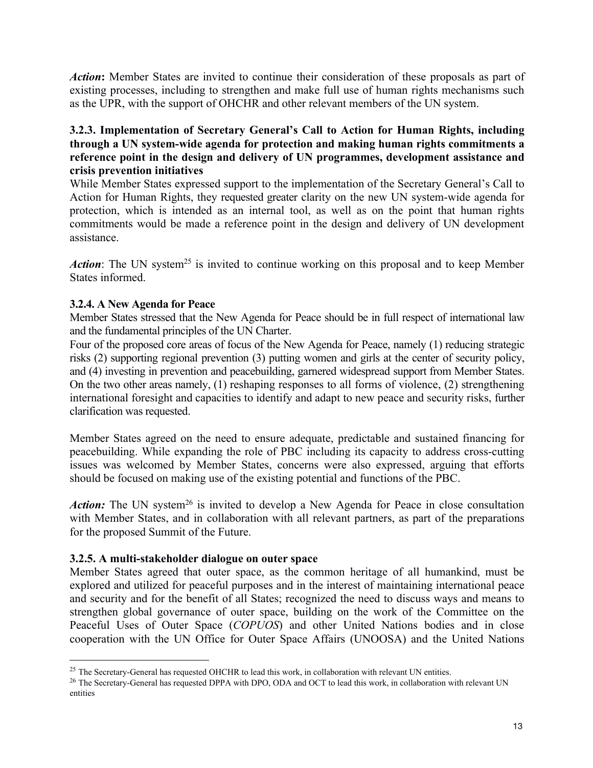***Action*:** Member States are invited to continue their consideration of these proposals as part of existing processes, including to strengthen and make full use of human rights mechanisms such as the UPR, with the support of OHCHR and other relevant members of the UN system.

**3.2.3. Implementation of Secretary General's Call to Action for Human Rights, including through a UN system-wide agenda for protection and making human rights commitments a reference point in the design and delivery of UN programmes, development assistance and crisis prevention initiatives**

While Member States expressed support to the implementation of the Secretary General's Call to Action for Human Rights, they requested greater clarity on the new UN system-wide agenda for protection, which is intended as an internal tool, as well as on the point that human rights commitments would be made a reference point in the design and delivery of UN development assistance.

***Action***: The UN system[25] is invited to continue working on this proposal and to keep Member States informed.

**3.2.4. A New Agenda for Peace**

Member States stressed that the New Agenda for Peace should be in full respect of international law and the fundamental principles of the UN Charter.

Four of the proposed core areas of focus of the New Agenda for Peace, namely (1) reducing strategic risks (2) supporting regional prevention (3) putting women and girls at the center of security policy, and (4) investing in prevention and peacebuilding, garnered widespread support from Member States. On the two other areas namely, (1) reshaping responses to all forms of violence, (2) strengthening international foresight and capacities to identify and adapt to new peace and security risks, further clarification was requested.

Member States agreed on the need to ensure adequate, predictable and sustained financing for peacebuilding. While expanding the role of PBC including its capacity to address cross-cutting issues was welcomed by Member States, concerns were also expressed, arguing that efforts should be focused on making use of the existing potential and functions of the PBC.

***Action:*** The UN system[26] is invited to develop a New Agenda for Peace in close consultation with Member States, and in collaboration with all relevant partners, as part of the preparations for the proposed Summit of the Future.

**3.2.5. A multi-stakeholder dialogue on outer space**

Member States agreed that outer space, as the common heritage of all humankind, must be explored and utilized for peaceful purposes and in the interest of maintaining international peace and security and for the benefit of all States; recognized the need to discuss ways and means to strengthen global governance of outer space, building on the work of the Committee on the Peaceful Uses of Outer Space (*COPUOS*) and other United Nations bodies and in close cooperation with the UN Office for Outer Space Affairs (UNOOSA) and the United Nations

---

[25] The Secretary-General has requested OHCHR to lead this work, in collaboration with relevant UN entities.

[26] The Secretary-General has requested DPPA with DPO, ODA and OCT to lead this work, in collaboration with relevant UN entities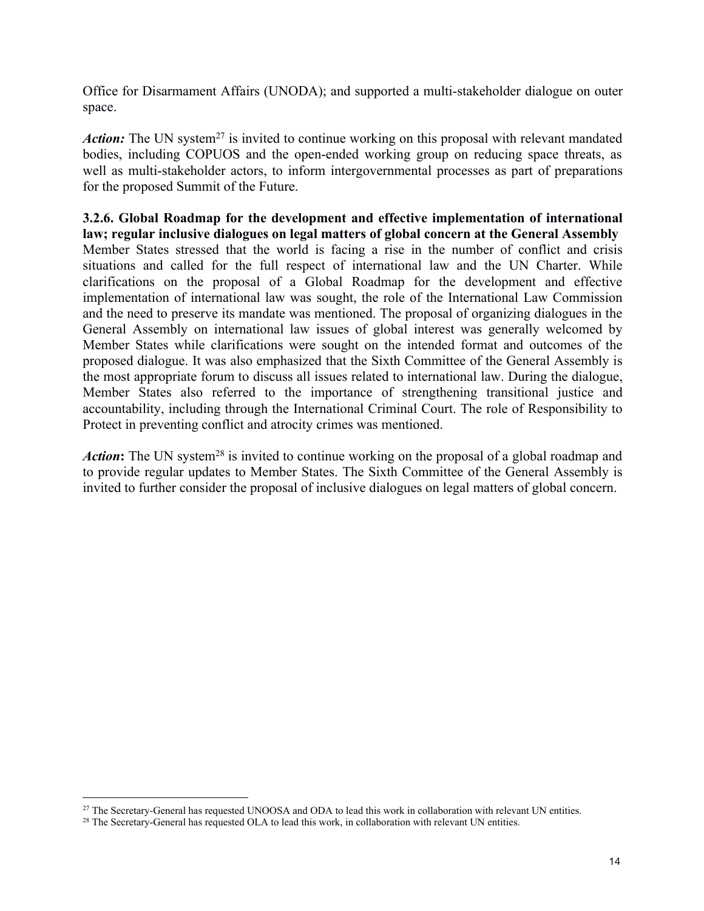Office for Disarmament Affairs (UNODA); and supported a multi-stakeholder dialogue on outer space.

***Action:*** The UN system[27] is invited to continue working on this proposal with relevant mandated bodies, including COPUOS and the open-ended working group on reducing space threats, as well as multi-stakeholder actors, to inform intergovernmental processes as part of preparations for the proposed Summit of the Future.

**3.2.6. Global Roadmap for the development and effective implementation of international law; regular inclusive dialogues on legal matters of global concern at the General Assembly**

Member States stressed that the world is facing a rise in the number of conflict and crisis situations and called for the full respect of international law and the UN Charter. While clarifications on the proposal of a Global Roadmap for the development and effective implementation of international law was sought, the role of the International Law Commission and the need to preserve its mandate was mentioned. The proposal of organizing dialogues in the General Assembly on international law issues of global interest was generally welcomed by Member States while clarifications were sought on the intended format and outcomes of the proposed dialogue. It was also emphasized that the Sixth Committee of the General Assembly is the most appropriate forum to discuss all issues related to international law. During the dialogue, Member States also referred to the importance of strengthening transitional justice and accountability, including through the International Criminal Court. The role of Responsibility to Protect in preventing conflict and atrocity crimes was mentioned.

***Action*:** The UN system[28] is invited to continue working on the proposal of a global roadmap and to provide regular updates to Member States. The Sixth Committee of the General Assembly is invited to further consider the proposal of inclusive dialogues on legal matters of global concern.

---

[27] The Secretary-General has requested UNOOSA and ODA to lead this work in collaboration with relevant UN entities.

[28] The Secretary-General has requested OLA to lead this work, in collaboration with relevant UN entities.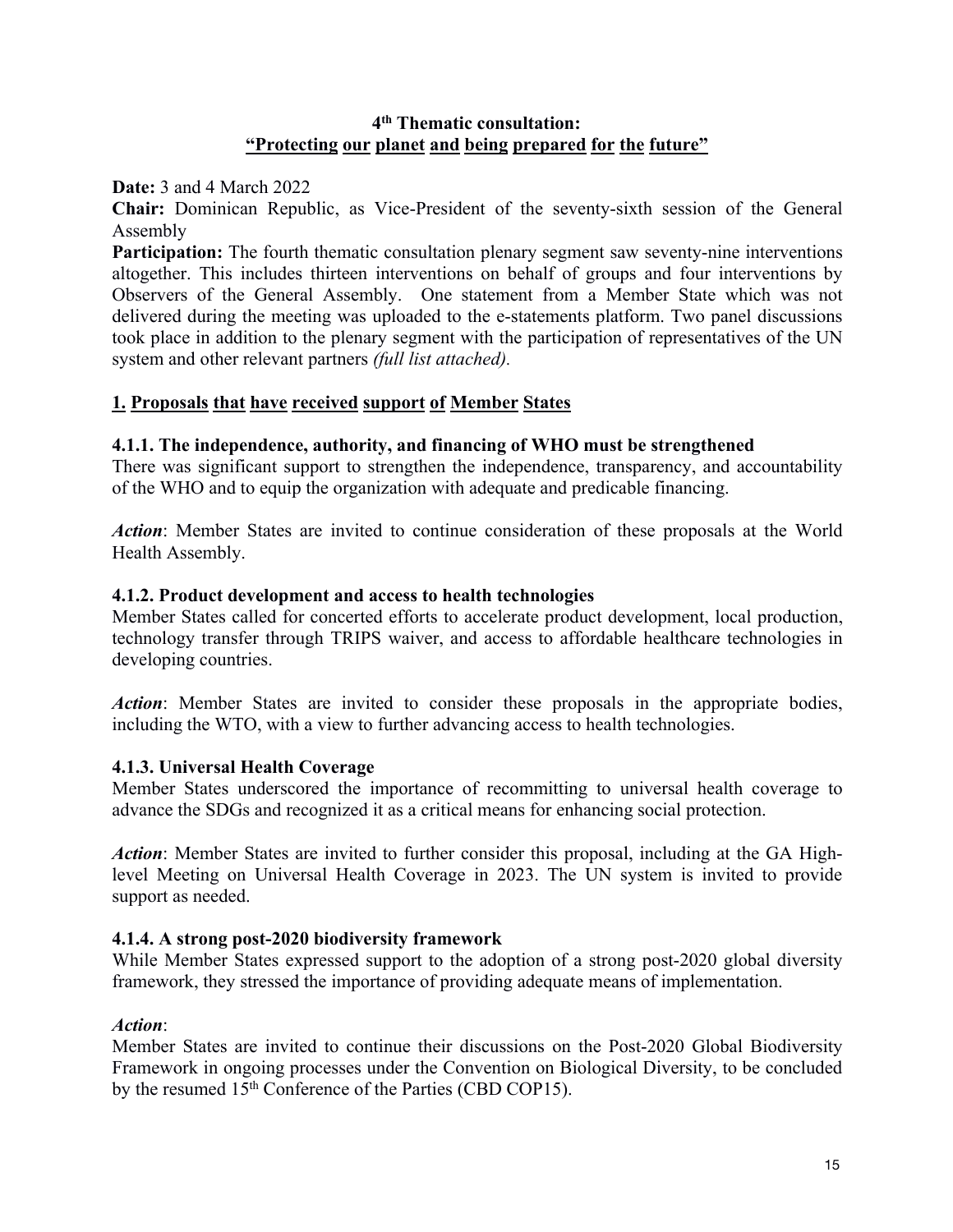## 4th Thematic consultation: "Protecting our planet and being prepared for the future"

**Date:** 3 and 4 March 2022

**Chair:** Dominican Republic, as Vice-President of the seventy-sixth session of the General Assembly

**Participation:** The fourth thematic consultation plenary segment saw seventy-nine interventions altogether. This includes thirteen interventions on behalf of groups and four interventions by Observers of the General Assembly. One statement from a Member State which was not delivered during the meeting was uploaded to the e-statements platform. Two panel discussions took place in addition to the plenary segment with the participation of representatives of the UN system and other relevant partners *(full list attached).*

### 1. Proposals that have received support of Member States

#### 4.1.1. The independence, authority, and financing of WHO must be strengthened

There was significant support to strengthen the independence, transparency, and accountability of the WHO and to equip the organization with adequate and predicable financing.

***Action***: Member States are invited to continue consideration of these proposals at the World Health Assembly.

#### 4.1.2. Product development and access to health technologies

Member States called for concerted efforts to accelerate product development, local production, technology transfer through TRIPS waiver, and access to affordable healthcare technologies in developing countries.

***Action***: Member States are invited to consider these proposals in the appropriate bodies, including the WTO, with a view to further advancing access to health technologies.

#### 4.1.3. Universal Health Coverage

Member States underscored the importance of recommitting to universal health coverage to advance the SDGs and recognized it as a critical means for enhancing social protection.

***Action***: Member States are invited to further consider this proposal, including at the GA High-level Meeting on Universal Health Coverage in 2023. The UN system is invited to provide support as needed.

#### 4.1.4. A strong post-2020 biodiversity framework

While Member States expressed support to the adoption of a strong post-2020 global diversity framework, they stressed the importance of providing adequate means of implementation.

***Action***:

Member States are invited to continue their discussions on the Post-2020 Global Biodiversity Framework in ongoing processes under the Convention on Biological Diversity, to be concluded by the resumed 15th Conference of the Parties (CBD COP15).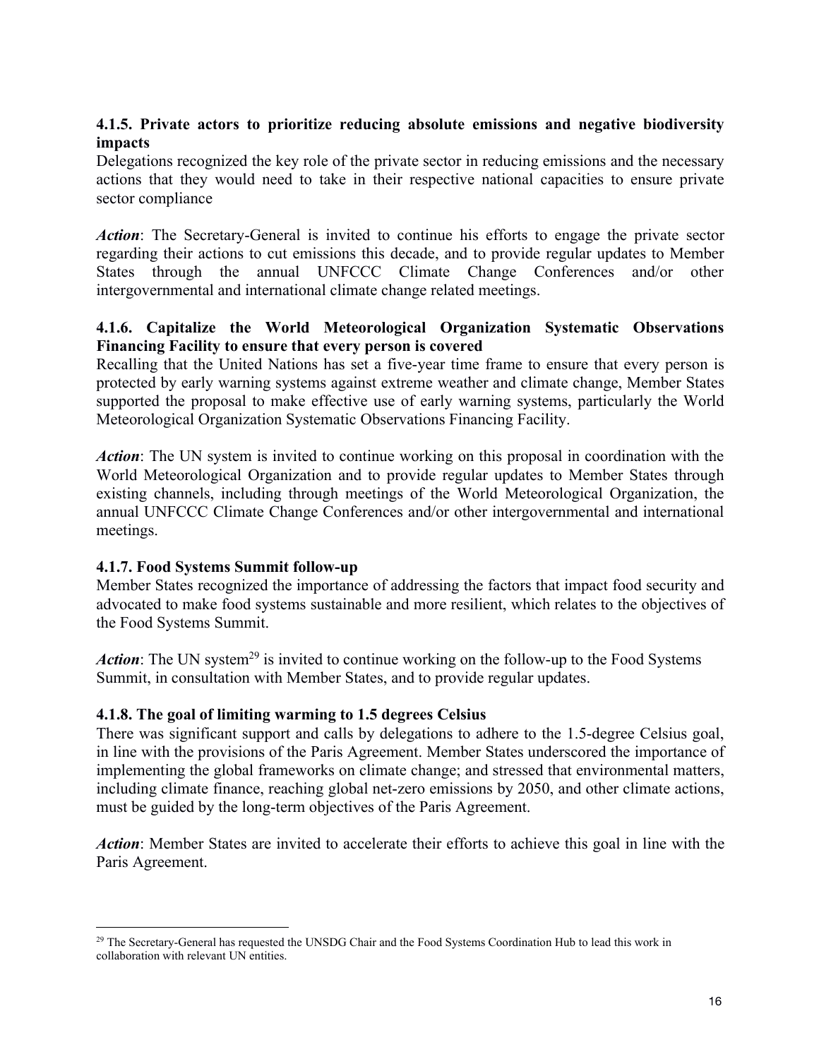#### 4.1.5. Private actors to prioritize reducing absolute emissions and negative biodiversity impacts

Delegations recognized the key role of the private sector in reducing emissions and the necessary actions that they would need to take in their respective national capacities to ensure private sector compliance

***Action***: The Secretary-General is invited to continue his efforts to engage the private sector regarding their actions to cut emissions this decade, and to provide regular updates to Member States through the annual UNFCCC Climate Change Conferences and/or other intergovernmental and international climate change related meetings.

#### 4.1.6. Capitalize the World Meteorological Organization Systematic Observations Financing Facility to ensure that every person is covered

Recalling that the United Nations has set a five-year time frame to ensure that every person is protected by early warning systems against extreme weather and climate change, Member States supported the proposal to make effective use of early warning systems, particularly the World Meteorological Organization Systematic Observations Financing Facility.

***Action***: The UN system is invited to continue working on this proposal in coordination with the World Meteorological Organization and to provide regular updates to Member States through existing channels, including through meetings of the World Meteorological Organization, the annual UNFCCC Climate Change Conferences and/or other intergovernmental and international meetings.

#### 4.1.7. Food Systems Summit follow-up

Member States recognized the importance of addressing the factors that impact food security and advocated to make food systems sustainable and more resilient, which relates to the objectives of the Food Systems Summit.

***Action***: The UN system[29] is invited to continue working on the follow-up to the Food Systems Summit, in consultation with Member States, and to provide regular updates.

#### 4.1.8. The goal of limiting warming to 1.5 degrees Celsius

There was significant support and calls by delegations to adhere to the 1.5-degree Celsius goal, in line with the provisions of the Paris Agreement. Member States underscored the importance of implementing the global frameworks on climate change; and stressed that environmental matters, including climate finance, reaching global net-zero emissions by 2050, and other climate actions, must be guided by the long-term objectives of the Paris Agreement.

***Action***: Member States are invited to accelerate their efforts to achieve this goal in line with the Paris Agreement.

---

[29] The Secretary-General has requested the UNSDG Chair and the Food Systems Coordination Hub to lead this work in collaboration with relevant UN entities.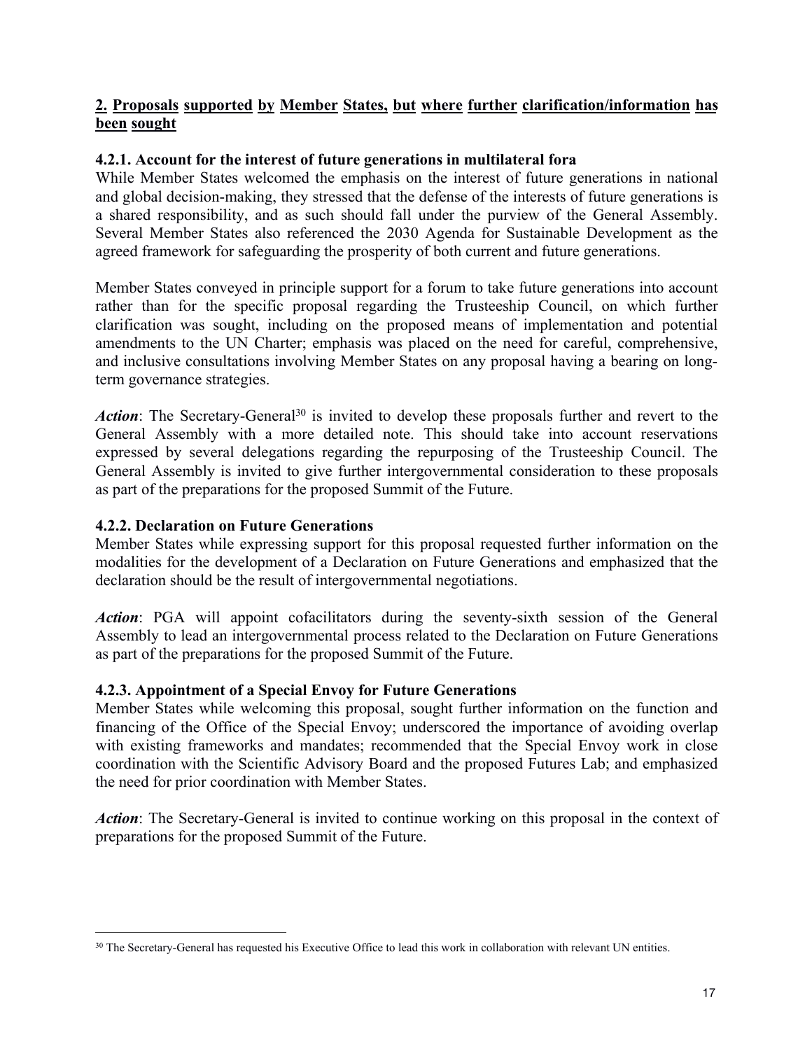## 2. Proposals supported by Member States, but where further clarification/information has been sought

### 4.2.1. Account for the interest of future generations in multilateral fora

While Member States welcomed the emphasis on the interest of future generations in national and global decision-making, they stressed that the defense of the interests of future generations is a shared responsibility, and as such should fall under the purview of the General Assembly. Several Member States also referenced the 2030 Agenda for Sustainable Development as the agreed framework for safeguarding the prosperity of both current and future generations.

Member States conveyed in principle support for a forum to take future generations into account rather than for the specific proposal regarding the Trusteeship Council, on which further clarification was sought, including on the proposed means of implementation and potential amendments to the UN Charter; emphasis was placed on the need for careful, comprehensive, and inclusive consultations involving Member States on any proposal having a bearing on long-term governance strategies.

***Action***: The Secretary-General[30] is invited to develop these proposals further and revert to the General Assembly with a more detailed note. This should take into account reservations expressed by several delegations regarding the repurposing of the Trusteeship Council. The General Assembly is invited to give further intergovernmental consideration to these proposals as part of the preparations for the proposed Summit of the Future.

### 4.2.2. Declaration on Future Generations

Member States while expressing support for this proposal requested further information on the modalities for the development of a Declaration on Future Generations and emphasized that the declaration should be the result of intergovernmental negotiations.

***Action***: PGA will appoint cofacilitators during the seventy-sixth session of the General Assembly to lead an intergovernmental process related to the Declaration on Future Generations as part of the preparations for the proposed Summit of the Future.

### 4.2.3. Appointment of a Special Envoy for Future Generations

Member States while welcoming this proposal, sought further information on the function and financing of the Office of the Special Envoy; underscored the importance of avoiding overlap with existing frameworks and mandates; recommended that the Special Envoy work in close coordination with the Scientific Advisory Board and the proposed Futures Lab; and emphasized the need for prior coordination with Member States.

***Action***: The Secretary-General is invited to continue working on this proposal in the context of preparations for the proposed Summit of the Future.

---

[30] The Secretary-General has requested his Executive Office to lead this work in collaboration with relevant UN entities.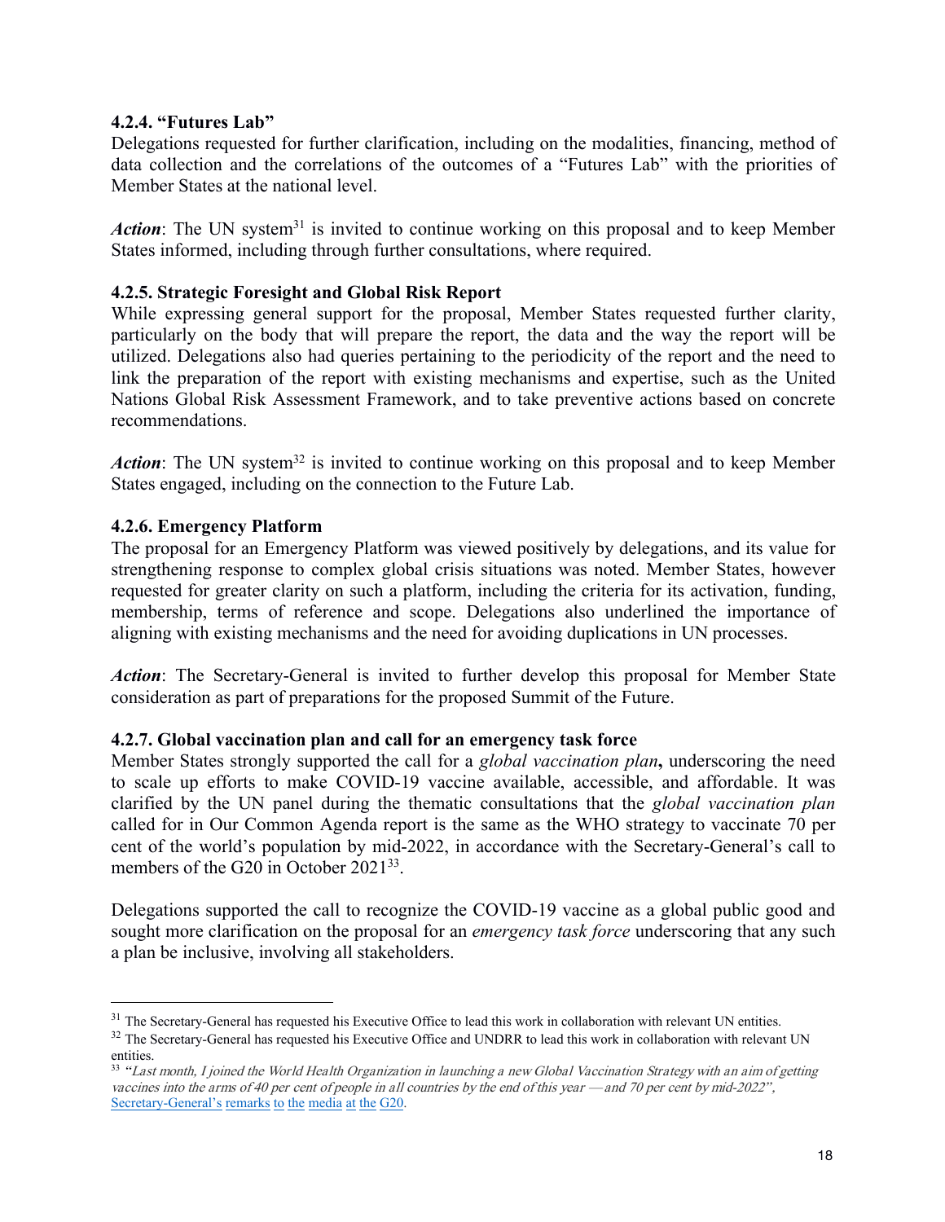#### 4.2.4. "Futures Lab"

Delegations requested for further clarification, including on the modalities, financing, method of data collection and the correlations of the outcomes of a "Futures Lab" with the priorities of Member States at the national level.

***Action***: The UN system[31] is invited to continue working on this proposal and to keep Member States informed, including through further consultations, where required.

#### 4.2.5. Strategic Foresight and Global Risk Report

While expressing general support for the proposal, Member States requested further clarity, particularly on the body that will prepare the report, the data and the way the report will be utilized. Delegations also had queries pertaining to the periodicity of the report and the need to link the preparation of the report with existing mechanisms and expertise, such as the United Nations Global Risk Assessment Framework, and to take preventive actions based on concrete recommendations.

***Action***: The UN system[32] is invited to continue working on this proposal and to keep Member States engaged, including on the connection to the Future Lab.

#### 4.2.6. Emergency Platform

The proposal for an Emergency Platform was viewed positively by delegations, and its value for strengthening response to complex global crisis situations was noted. Member States, however requested for greater clarity on such a platform, including the criteria for its activation, funding, membership, terms of reference and scope. Delegations also underlined the importance of aligning with existing mechanisms and the need for avoiding duplications in UN processes.

***Action***: The Secretary-General is invited to further develop this proposal for Member State consideration as part of preparations for the proposed Summit of the Future.

#### 4.2.7. Global vaccination plan and call for an emergency task force

Member States strongly supported the call for a *global vaccination plan***,** underscoring the need to scale up efforts to make COVID-19 vaccine available, accessible, and affordable. It was clarified by the UN panel during the thematic consultations that the *global vaccination plan* called for in Our Common Agenda report is the same as the WHO strategy to vaccinate 70 per cent of the world's population by mid-2022, in accordance with the Secretary-General's call to members of the G20 in October 2021[33].

Delegations supported the call to recognize the COVID-19 vaccine as a global public good and sought more clarification on the proposal for an *emergency task force* underscoring that any such a plan be inclusive, involving all stakeholders.

---

[31] The Secretary-General has requested his Executive Office to lead this work in collaboration with relevant UN entities.

[32] The Secretary-General has requested his Executive Office and UNDRR to lead this work in collaboration with relevant UN entities.

[33] *"Last month, I joined the World Health Organization in launching a new Global Vaccination Strategy with an aim of getting vaccines into the arms of 40 per cent of people in all countries by the end of this year — and 70 per cent by mid-2022"*, Secretary-General's remarks to the media at the G20.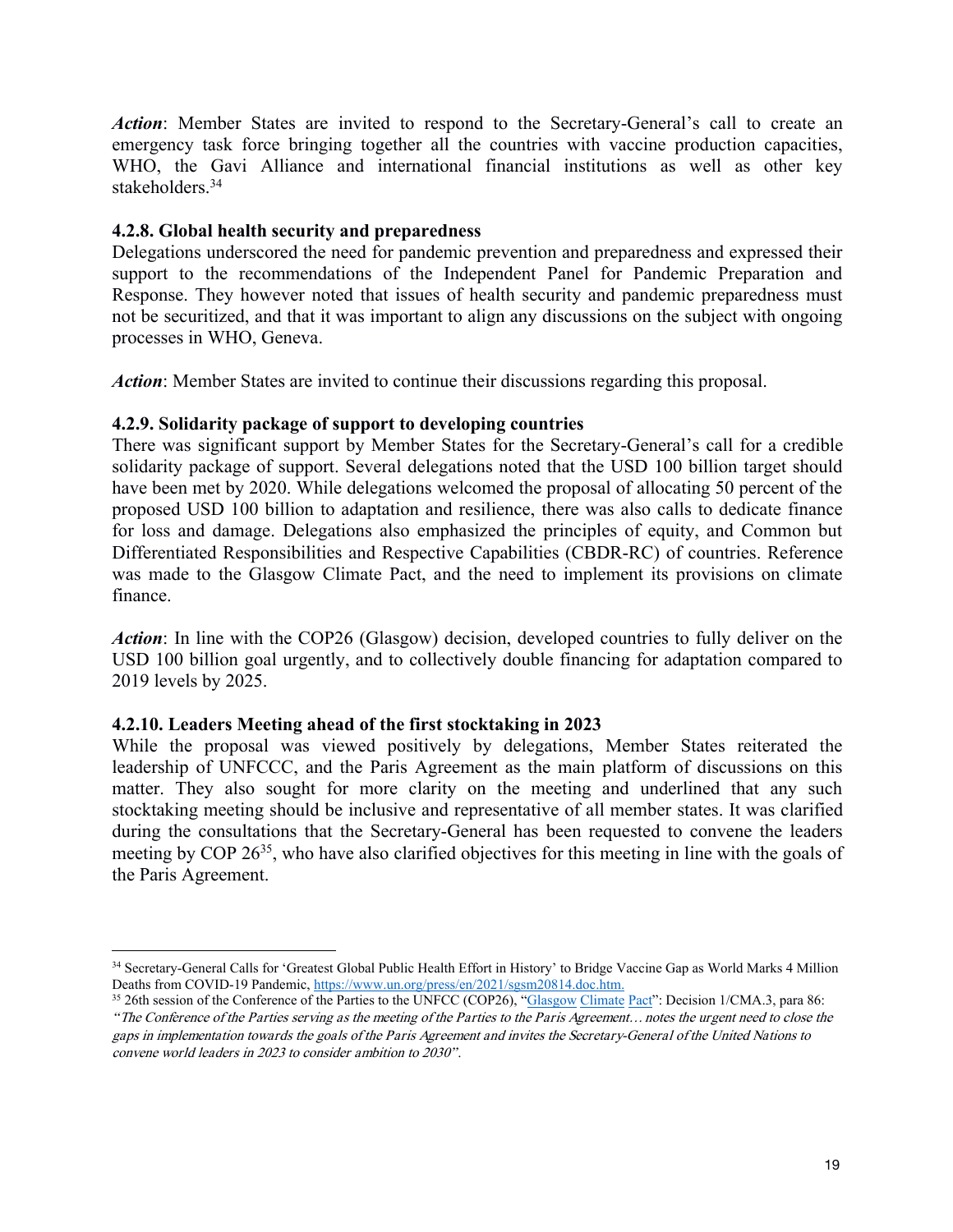***Action***: Member States are invited to respond to the Secretary-General's call to create an emergency task force bringing together all the countries with vaccine production capacities, WHO, the Gavi Alliance and international financial institutions as well as other key stakeholders.[34]

#### 4.2.8. Global health security and preparedness

Delegations underscored the need for pandemic prevention and preparedness and expressed their support to the recommendations of the Independent Panel for Pandemic Preparation and Response. They however noted that issues of health security and pandemic preparedness must not be securitized, and that it was important to align any discussions on the subject with ongoing processes in WHO, Geneva.

***Action***: Member States are invited to continue their discussions regarding this proposal.

#### 4.2.9. Solidarity package of support to developing countries

There was significant support by Member States for the Secretary-General's call for a credible solidarity package of support. Several delegations noted that the USD 100 billion target should have been met by 2020. While delegations welcomed the proposal of allocating 50 percent of the proposed USD 100 billion to adaptation and resilience, there was also calls to dedicate finance for loss and damage. Delegations also emphasized the principles of equity, and Common but Differentiated Responsibilities and Respective Capabilities (CBDR-RC) of countries. Reference was made to the Glasgow Climate Pact, and the need to implement its provisions on climate finance.

***Action***: In line with the COP26 (Glasgow) decision, developed countries to fully deliver on the USD 100 billion goal urgently, and to collectively double financing for adaptation compared to 2019 levels by 2025.

#### 4.2.10. Leaders Meeting ahead of the first stocktaking in 2023

While the proposal was viewed positively by delegations, Member States reiterated the leadership of UNFCCC, and the Paris Agreement as the main platform of discussions on this matter. They also sought for more clarity on the meeting and underlined that any such stocktaking meeting should be inclusive and representative of all member states. It was clarified during the consultations that the Secretary-General has been requested to convene the leaders meeting by COP 26[35], who have also clarified objectives for this meeting in line with the goals of the Paris Agreement.

---

[34] Secretary-General Calls for 'Greatest Global Public Health Effort in History' to Bridge Vaccine Gap as World Marks 4 Million Deaths from COVID-19 Pandemic, https://www.un.org/press/en/2021/sgsm20814.doc.htm.

[35] 26th session of the Conference of the Parties to the UNFCC (COP26), "Glasgow Climate Pact": Decision 1/CMA.3, para 86: *"The Conference of the Parties serving as the meeting of the Parties to the Paris Agreement… notes the urgent need to close the gaps in implementation towards the goals of the Paris Agreement and invites the Secretary-General of the United Nations to convene world leaders in 2023 to consider ambition to 2030".*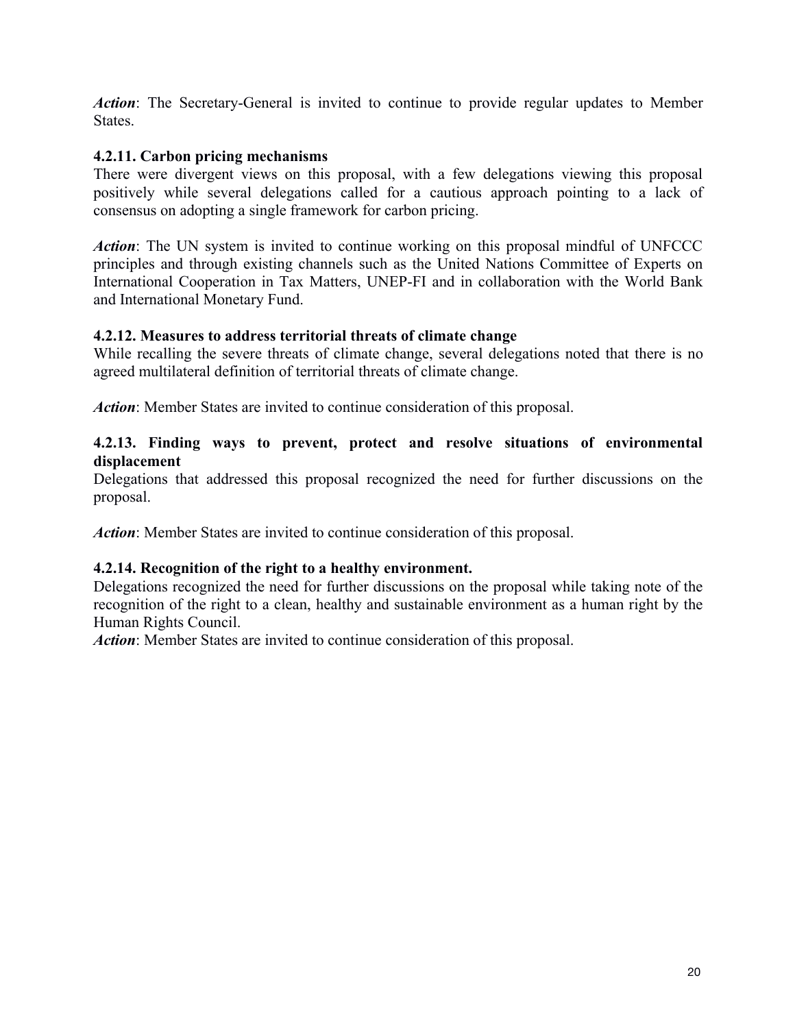*Action*: The Secretary-General is invited to continue to provide regular updates to Member States.

#### 4.2.11. Carbon pricing mechanisms

There were divergent views on this proposal, with a few delegations viewing this proposal positively while several delegations called for a cautious approach pointing to a lack of consensus on adopting a single framework for carbon pricing.

*Action*: The UN system is invited to continue working on this proposal mindful of UNFCCC principles and through existing channels such as the United Nations Committee of Experts on International Cooperation in Tax Matters, UNEP-FI and in collaboration with the World Bank and International Monetary Fund.

#### 4.2.12. Measures to address territorial threats of climate change

While recalling the severe threats of climate change, several delegations noted that there is no agreed multilateral definition of territorial threats of climate change.

*Action*: Member States are invited to continue consideration of this proposal.

#### 4.2.13. Finding ways to prevent, protect and resolve situations of environmental displacement

Delegations that addressed this proposal recognized the need for further discussions on the proposal.

*Action*: Member States are invited to continue consideration of this proposal.

#### 4.2.14. Recognition of the right to a healthy environment.

Delegations recognized the need for further discussions on the proposal while taking note of the recognition of the right to a clean, healthy and sustainable environment as a human right by the Human Rights Council.

*Action*: Member States are invited to continue consideration of this proposal.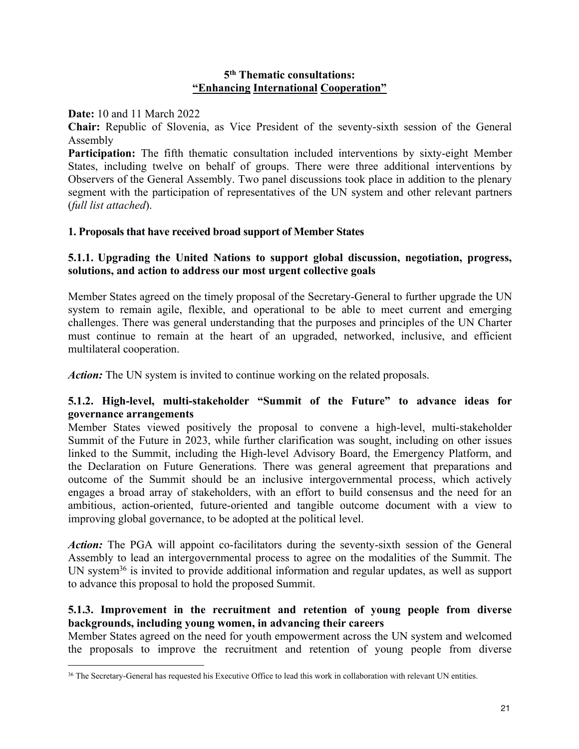## 5th Thematic consultations: "Enhancing International Cooperation"

**Date:** 10 and 11 March 2022
**Chair:** Republic of Slovenia, as Vice President of the seventy-sixth session of the General Assembly
**Participation:** The fifth thematic consultation included interventions by sixty-eight Member States, including twelve on behalf of groups. There were three additional interventions by Observers of the General Assembly. Two panel discussions took place in addition to the plenary segment with the participation of representatives of the UN system and other relevant partners (*full list attached*).

### 1. Proposals that have received broad support of Member States

#### 5.1.1. Upgrading the United Nations to support global discussion, negotiation, progress, solutions, and action to address our most urgent collective goals

Member States agreed on the timely proposal of the Secretary-General to further upgrade the UN system to remain agile, flexible, and operational to be able to meet current and emerging challenges. There was general understanding that the purposes and principles of the UN Charter must continue to remain at the heart of an upgraded, networked, inclusive, and efficient multilateral cooperation.

***Action:*** The UN system is invited to continue working on the related proposals.

#### 5.1.2. High-level, multi-stakeholder "Summit of the Future" to advance ideas for governance arrangements

Member States viewed positively the proposal to convene a high-level, multi-stakeholder Summit of the Future in 2023, while further clarification was sought, including on other issues linked to the Summit, including the High-level Advisory Board, the Emergency Platform, and the Declaration on Future Generations. There was general agreement that preparations and outcome of the Summit should be an inclusive intergovernmental process, which actively engages a broad array of stakeholders, with an effort to build consensus and the need for an ambitious, action-oriented, future-oriented and tangible outcome document with a view to improving global governance, to be adopted at the political level.

***Action:*** The PGA will appoint co-facilitators during the seventy-sixth session of the General Assembly to lead an intergovernmental process to agree on the modalities of the Summit. The UN system[36] is invited to provide additional information and regular updates, as well as support to advance this proposal to hold the proposed Summit.

#### 5.1.3. Improvement in the recruitment and retention of young people from diverse backgrounds, including young women, in advancing their careers

Member States agreed on the need for youth empowerment across the UN system and welcomed the proposals to improve the recruitment and retention of young people from diverse

[36] The Secretary-General has requested his Executive Office to lead this work in collaboration with relevant UN entities.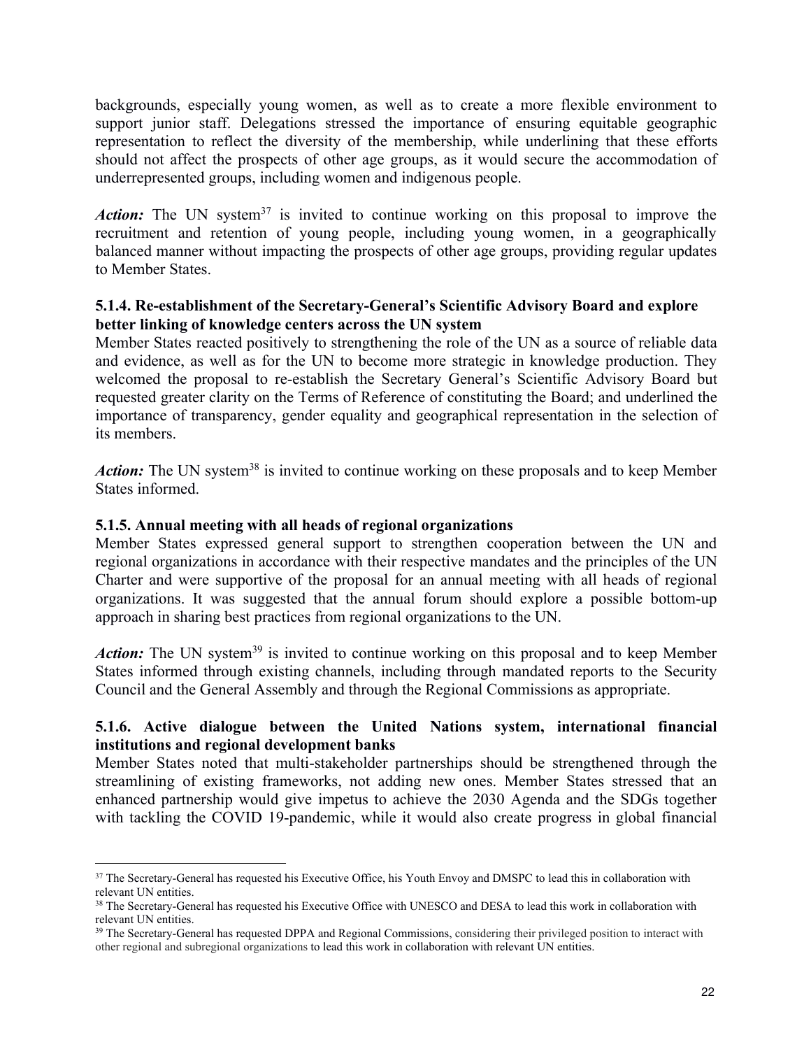backgrounds, especially young women, as well as to create a more flexible environment to support junior staff. Delegations stressed the importance of ensuring equitable geographic representation to reflect the diversity of the membership, while underlining that these efforts should not affect the prospects of other age groups, as it would secure the accommodation of underrepresented groups, including women and indigenous people.

***Action:*** The UN system[37] is invited to continue working on this proposal to improve the recruitment and retention of young people, including young women, in a geographically balanced manner without impacting the prospects of other age groups, providing regular updates to Member States.

#### 5.1.4. Re-establishment of the Secretary-General's Scientific Advisory Board and explore better linking of knowledge centers across the UN system

Member States reacted positively to strengthening the role of the UN as a source of reliable data and evidence, as well as for the UN to become more strategic in knowledge production. They welcomed the proposal to re-establish the Secretary General's Scientific Advisory Board but requested greater clarity on the Terms of Reference of constituting the Board; and underlined the importance of transparency, gender equality and geographical representation in the selection of its members.

***Action:*** The UN system[38] is invited to continue working on these proposals and to keep Member States informed.

#### 5.1.5. Annual meeting with all heads of regional organizations

Member States expressed general support to strengthen cooperation between the UN and regional organizations in accordance with their respective mandates and the principles of the UN Charter and were supportive of the proposal for an annual meeting with all heads of regional organizations. It was suggested that the annual forum should explore a possible bottom-up approach in sharing best practices from regional organizations to the UN.

***Action:*** The UN system[39] is invited to continue working on this proposal and to keep Member States informed through existing channels, including through mandated reports to the Security Council and the General Assembly and through the Regional Commissions as appropriate.

#### 5.1.6. Active dialogue between the United Nations system, international financial institutions and regional development banks

Member States noted that multi-stakeholder partnerships should be strengthened through the streamlining of existing frameworks, not adding new ones. Member States stressed that an enhanced partnership would give impetus to achieve the 2030 Agenda and the SDGs together with tackling the COVID 19-pandemic, while it would also create progress in global financial

---

[37] The Secretary-General has requested his Executive Office, his Youth Envoy and DMSPC to lead this in collaboration with relevant UN entities.

[38] The Secretary-General has requested his Executive Office with UNESCO and DESA to lead this work in collaboration with relevant UN entities.

[39] The Secretary-General has requested DPPA and Regional Commissions, considering their privileged position to interact with other regional and subregional organizations to lead this work in collaboration with relevant UN entities.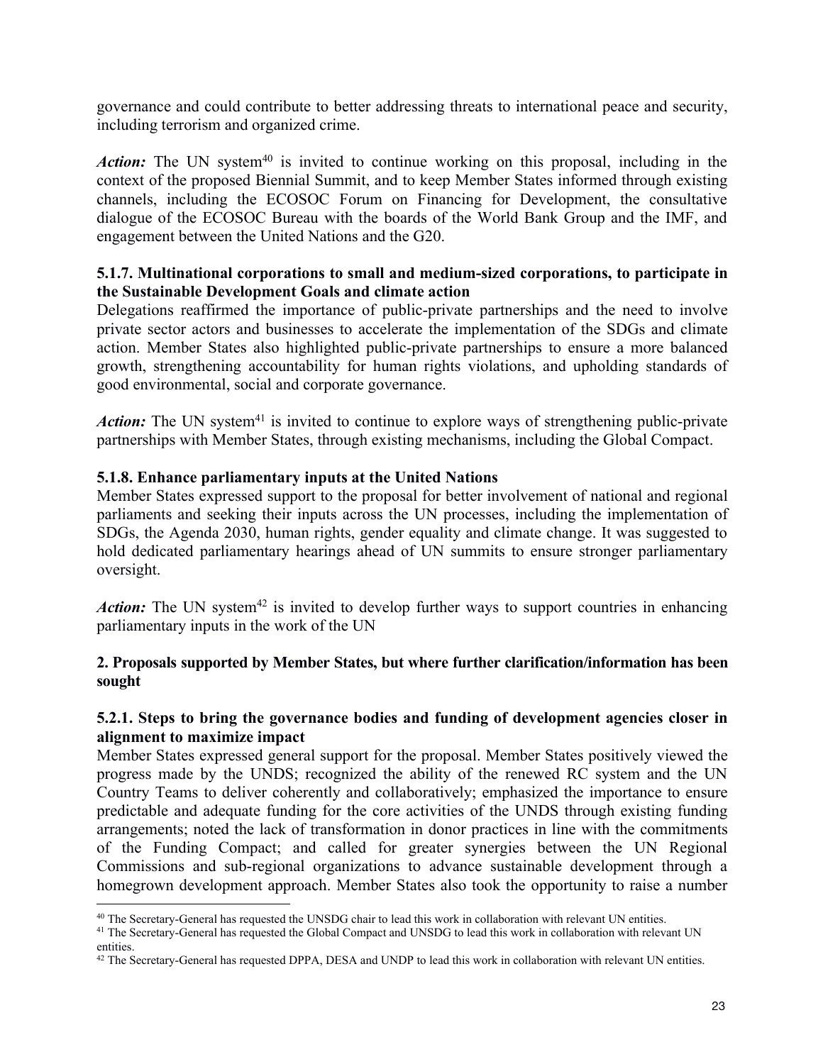governance and could contribute to better addressing threats to international peace and security, including terrorism and organized crime.

***Action:*** The UN system[40] is invited to continue working on this proposal, including in the context of the proposed Biennial Summit, and to keep Member States informed through existing channels, including the ECOSOC Forum on Financing for Development, the consultative dialogue of the ECOSOC Bureau with the boards of the World Bank Group and the IMF, and engagement between the United Nations and the G20.

### 5.1.7. Multinational corporations to small and medium-sized corporations, to participate in the Sustainable Development Goals and climate action

Delegations reaffirmed the importance of public-private partnerships and the need to involve private sector actors and businesses to accelerate the implementation of the SDGs and climate action. Member States also highlighted public-private partnerships to ensure a more balanced growth, strengthening accountability for human rights violations, and upholding standards of good environmental, social and corporate governance.

***Action:*** The UN system[41] is invited to continue to explore ways of strengthening public-private partnerships with Member States, through existing mechanisms, including the Global Compact.

### 5.1.8. Enhance parliamentary inputs at the United Nations

Member States expressed support to the proposal for better involvement of national and regional parliaments and seeking their inputs across the UN processes, including the implementation of SDGs, the Agenda 2030, human rights, gender equality and climate change. It was suggested to hold dedicated parliamentary hearings ahead of UN summits to ensure stronger parliamentary oversight.

***Action:*** The UN system[42] is invited to develop further ways to support countries in enhancing parliamentary inputs in the work of the UN

## 2. Proposals supported by Member States, but where further clarification/information has been sought

### 5.2.1. Steps to bring the governance bodies and funding of development agencies closer in alignment to maximize impact

Member States expressed general support for the proposal. Member States positively viewed the progress made by the UNDS; recognized the ability of the renewed RC system and the UN Country Teams to deliver coherently and collaboratively; emphasized the importance to ensure predictable and adequate funding for the core activities of the UNDS through existing funding arrangements; noted the lack of transformation in donor practices in line with the commitments of the Funding Compact; and called for greater synergies between the UN Regional Commissions and sub-regional organizations to advance sustainable development through a homegrown development approach. Member States also took the opportunity to raise a number

---

[40] The Secretary-General has requested the UNSDG chair to lead this work in collaboration with relevant UN entities.

[41] The Secretary-General has requested the Global Compact and UNSDG to lead this work in collaboration with relevant UN entities.

[42] The Secretary-General has requested DPPA, DESA and UNDP to lead this work in collaboration with relevant UN entities.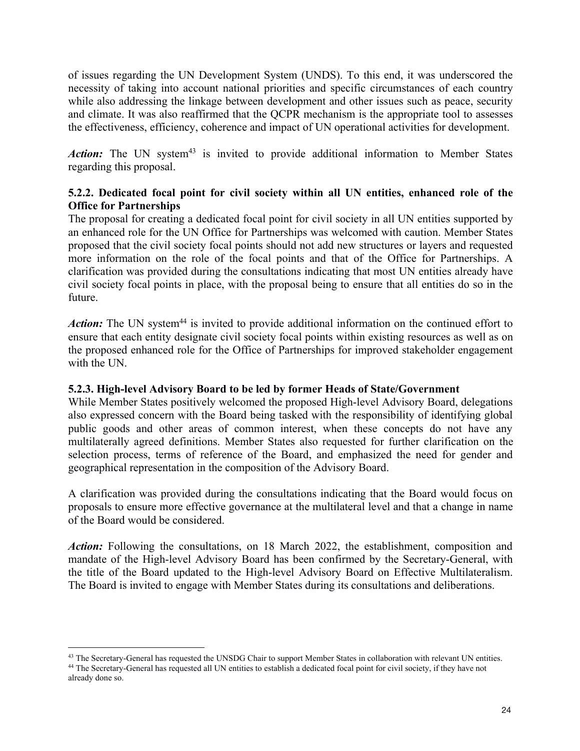of issues regarding the UN Development System (UNDS). To this end, it was underscored the necessity of taking into account national priorities and specific circumstances of each country while also addressing the linkage between development and other issues such as peace, security and climate. It was also reaffirmed that the QCPR mechanism is the appropriate tool to assesses the effectiveness, efficiency, coherence and impact of UN operational activities for development.

***Action:*** The UN system[43] is invited to provide additional information to Member States regarding this proposal.

#### 5.2.2. Dedicated focal point for civil society within all UN entities, enhanced role of the Office for Partnerships

The proposal for creating a dedicated focal point for civil society in all UN entities supported by an enhanced role for the UN Office for Partnerships was welcomed with caution. Member States proposed that the civil society focal points should not add new structures or layers and requested more information on the role of the focal points and that of the Office for Partnerships. A clarification was provided during the consultations indicating that most UN entities already have civil society focal points in place, with the proposal being to ensure that all entities do so in the future.

***Action:*** The UN system[44] is invited to provide additional information on the continued effort to ensure that each entity designate civil society focal points within existing resources as well as on the proposed enhanced role for the Office of Partnerships for improved stakeholder engagement with the UN.

#### 5.2.3. High-level Advisory Board to be led by former Heads of State/Government

While Member States positively welcomed the proposed High-level Advisory Board, delegations also expressed concern with the Board being tasked with the responsibility of identifying global public goods and other areas of common interest, when these concepts do not have any multilaterally agreed definitions. Member States also requested for further clarification on the selection process, terms of reference of the Board, and emphasized the need for gender and geographical representation in the composition of the Advisory Board.

A clarification was provided during the consultations indicating that the Board would focus on proposals to ensure more effective governance at the multilateral level and that a change in name of the Board would be considered.

***Action:*** Following the consultations, on 18 March 2022, the establishment, composition and mandate of the High-level Advisory Board has been confirmed by the Secretary-General, with the title of the Board updated to the High-level Advisory Board on Effective Multilateralism. The Board is invited to engage with Member States during its consultations and deliberations.

---

[43] The Secretary-General has requested the UNSDG Chair to support Member States in collaboration with relevant UN entities.

[44] The Secretary-General has requested all UN entities to establish a dedicated focal point for civil society, if they have not already done so.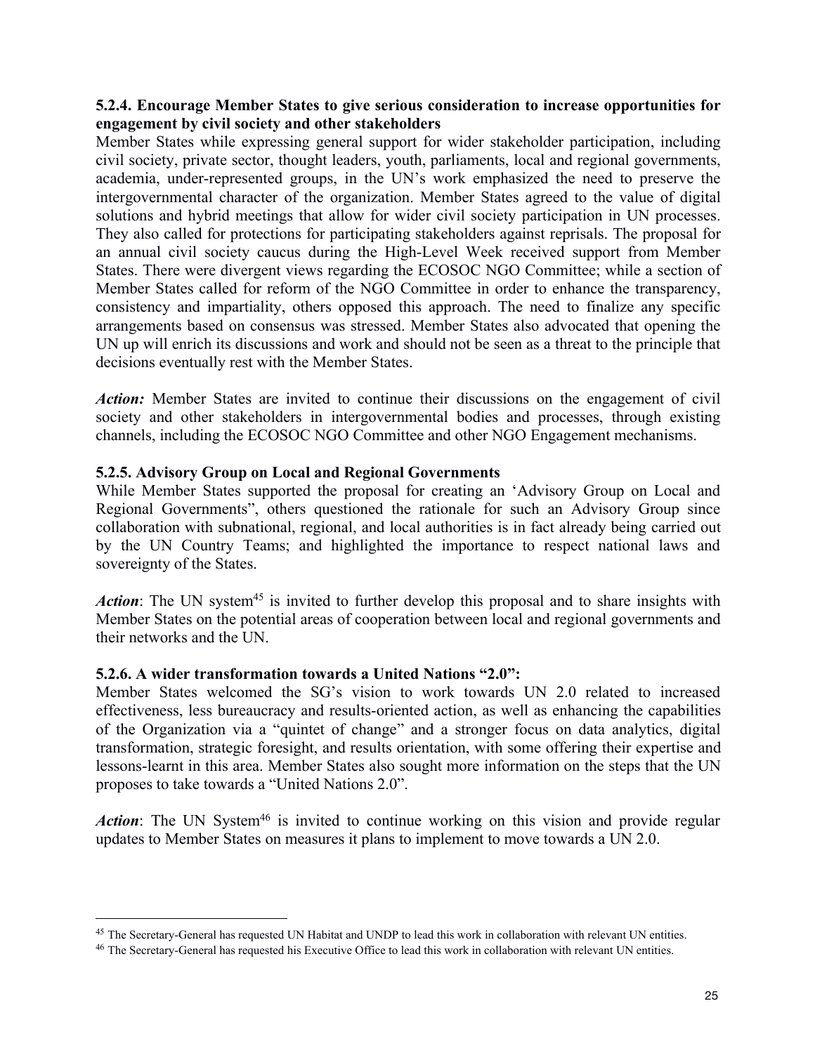**5.2.4. Encourage Member States to give serious consideration to increase opportunities for engagement by civil society and other stakeholders**

Member States while expressing general support for wider stakeholder participation, including civil society, private sector, thought leaders, youth, parliaments, local and regional governments, academia, under-represented groups, in the UN's work emphasized the need to preserve the intergovernmental character of the organization. Member States agreed to the value of digital solutions and hybrid meetings that allow for wider civil society participation in UN processes. They also called for protections for participating stakeholders against reprisals. The proposal for an annual civil society caucus during the High-Level Week received support from Member States. There were divergent views regarding the ECOSOC NGO Committee; while a section of Member States called for reform of the NGO Committee in order to enhance the transparency, consistency and impartiality, others opposed this approach. The need to finalize any specific arrangements based on consensus was stressed. Member States also advocated that opening the UN up will enrich its discussions and work and should not be seen as a threat to the principle that decisions eventually rest with the Member States.

***Action:*** Member States are invited to continue their discussions on the engagement of civil society and other stakeholders in intergovernmental bodies and processes, through existing channels, including the ECOSOC NGO Committee and other NGO Engagement mechanisms.

**5.2.5. Advisory Group on Local and Regional Governments**

While Member States supported the proposal for creating an 'Advisory Group on Local and Regional Governments", others questioned the rationale for such an Advisory Group since collaboration with subnational, regional, and local authorities is in fact already being carried out by the UN Country Teams; and highlighted the importance to respect national laws and sovereignty of the States.

***Action***: The UN system[45] is invited to further develop this proposal and to share insights with Member States on the potential areas of cooperation between local and regional governments and their networks and the UN.

**5.2.6. A wider transformation towards a United Nations "2.0":**

Member States welcomed the SG's vision to work towards UN 2.0 related to increased effectiveness, less bureaucracy and results-oriented action, as well as enhancing the capabilities of the Organization via a "quintet of change" and a stronger focus on data analytics, digital transformation, strategic foresight, and results orientation, with some offering their expertise and lessons-learnt in this area. Member States also sought more information on the steps that the UN proposes to take towards a "United Nations 2.0".

***Action***: The UN System[46] is invited to continue working on this vision and provide regular updates to Member States on measures it plans to implement to move towards a UN 2.0.

---

[45] The Secretary-General has requested UN Habitat and UNDP to lead this work in collaboration with relevant UN entities.

[46] The Secretary-General has requested his Executive Office to lead this work in collaboration with relevant UN entities.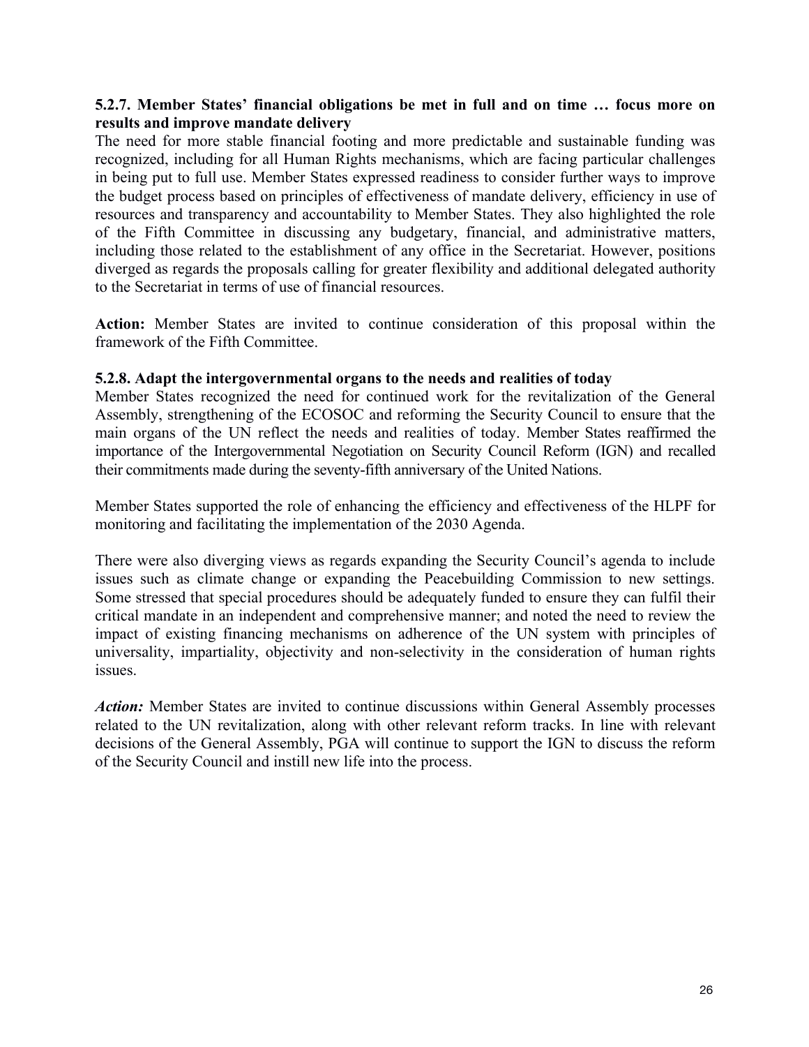**5.2.7. Member States' financial obligations be met in full and on time … focus more on results and improve mandate delivery**

The need for more stable financial footing and more predictable and sustainable funding was recognized, including for all Human Rights mechanisms, which are facing particular challenges in being put to full use. Member States expressed readiness to consider further ways to improve the budget process based on principles of effectiveness of mandate delivery, efficiency in use of resources and transparency and accountability to Member States. They also highlighted the role of the Fifth Committee in discussing any budgetary, financial, and administrative matters, including those related to the establishment of any office in the Secretariat. However, positions diverged as regards the proposals calling for greater flexibility and additional delegated authority to the Secretariat in terms of use of financial resources.

**Action:** Member States are invited to continue consideration of this proposal within the framework of the Fifth Committee.

**5.2.8. Adapt the intergovernmental organs to the needs and realities of today**

Member States recognized the need for continued work for the revitalization of the General Assembly, strengthening of the ECOSOC and reforming the Security Council to ensure that the main organs of the UN reflect the needs and realities of today. Member States reaffirmed the importance of the Intergovernmental Negotiation on Security Council Reform (IGN) and recalled their commitments made during the seventy-fifth anniversary of the United Nations.

Member States supported the role of enhancing the efficiency and effectiveness of the HLPF for monitoring and facilitating the implementation of the 2030 Agenda.

There were also diverging views as regards expanding the Security Council's agenda to include issues such as climate change or expanding the Peacebuilding Commission to new settings. Some stressed that special procedures should be adequately funded to ensure they can fulfil their critical mandate in an independent and comprehensive manner; and noted the need to review the impact of existing financing mechanisms on adherence of the UN system with principles of universality, impartiality, objectivity and non-selectivity in the consideration of human rights issues.

***Action:*** Member States are invited to continue discussions within General Assembly processes related to the UN revitalization, along with other relevant reform tracks. In line with relevant decisions of the General Assembly, PGA will continue to support the IGN to discuss the reform of the Security Council and instill new life into the process.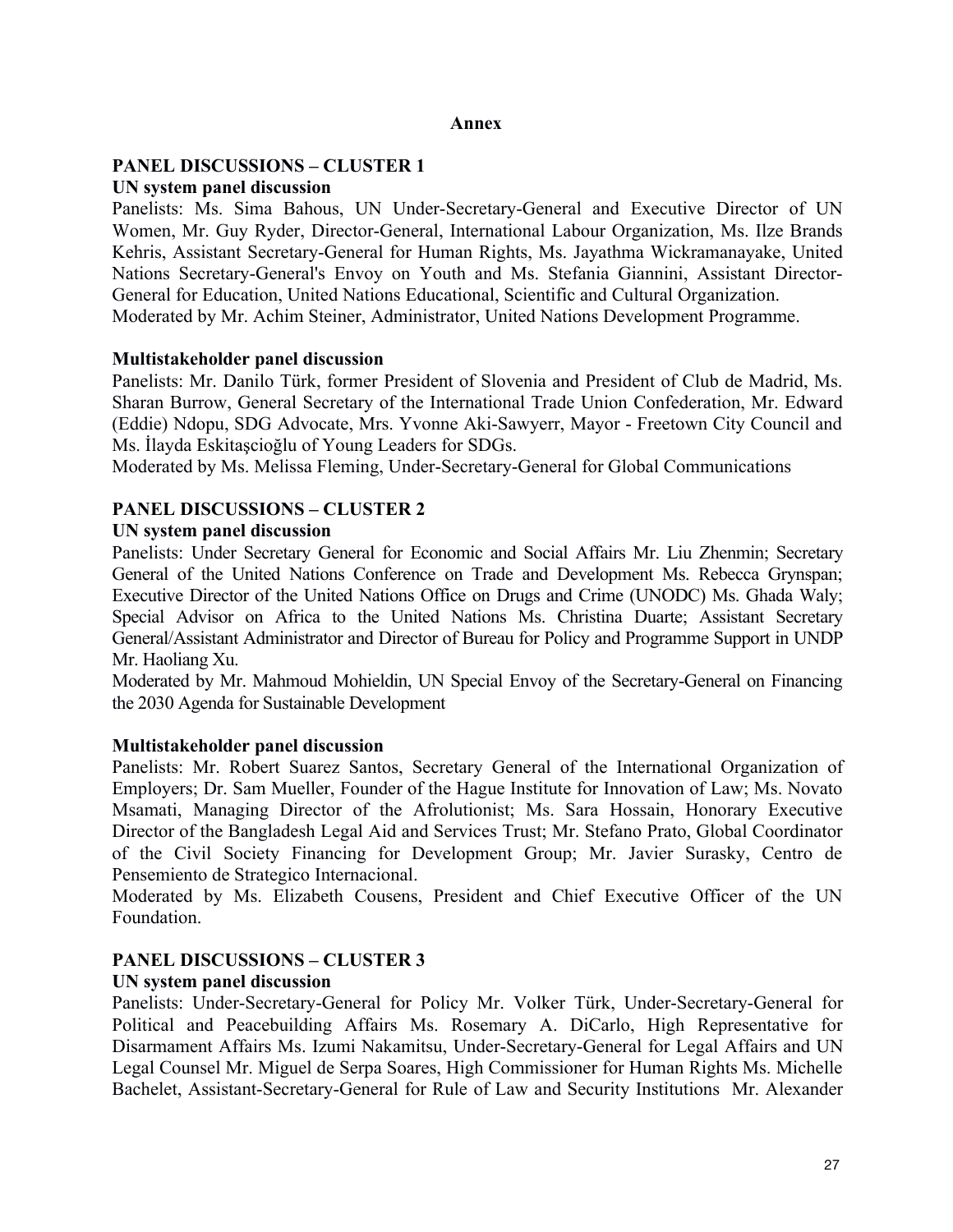# Annex

## PANEL DISCUSSIONS – CLUSTER 1

### UN system panel discussion

Panelists: Ms. Sima Bahous, UN Under-Secretary-General and Executive Director of UN Women, Mr. Guy Ryder, Director-General, International Labour Organization, Ms. Ilze Brands Kehris, Assistant Secretary-General for Human Rights, Ms. Jayathma Wickramanayake, United Nations Secretary-General's Envoy on Youth and Ms. Stefania Giannini, Assistant Director-General for Education, United Nations Educational, Scientific and Cultural Organization.
Moderated by Mr. Achim Steiner, Administrator, United Nations Development Programme.

### Multistakeholder panel discussion

Panelists: Mr. Danilo Türk, former President of Slovenia and President of Club de Madrid, Ms. Sharan Burrow, General Secretary of the International Trade Union Confederation, Mr. Edward (Eddie) Ndopu, SDG Advocate, Mrs. Yvonne Aki-Sawyerr, Mayor - Freetown City Council and Ms. İlayda Eskitaşcioğlu of Young Leaders for SDGs.
Moderated by Ms. Melissa Fleming, Under-Secretary-General for Global Communications

## PANEL DISCUSSIONS – CLUSTER 2

### UN system panel discussion

Panelists: Under Secretary General for Economic and Social Affairs Mr. Liu Zhenmin; Secretary General of the United Nations Conference on Trade and Development Ms. Rebecca Grynspan; Executive Director of the United Nations Office on Drugs and Crime (UNODC) Ms. Ghada Waly; Special Advisor on Africa to the United Nations Ms. Christina Duarte; Assistant Secretary General/Assistant Administrator and Director of Bureau for Policy and Programme Support in UNDP Mr. Haoliang Xu.
Moderated by Mr. Mahmoud Mohieldin, UN Special Envoy of the Secretary-General on Financing the 2030 Agenda for Sustainable Development

### Multistakeholder panel discussion

Panelists: Mr. Robert Suarez Santos, Secretary General of the International Organization of Employers; Dr. Sam Mueller, Founder of the Hague Institute for Innovation of Law; Ms. Novato Msamati, Managing Director of the Afrolutionist; Ms. Sara Hossain, Honorary Executive Director of the Bangladesh Legal Aid and Services Trust; Mr. Stefano Prato, Global Coordinator of the Civil Society Financing for Development Group; Mr. Javier Surasky, Centro de Pensemiento de Strategico Internacional.
Moderated by Ms. Elizabeth Cousens, President and Chief Executive Officer of the UN Foundation.

## PANEL DISCUSSIONS – CLUSTER 3

### UN system panel discussion

Panelists: Under-Secretary-General for Policy Mr. Volker Türk, Under-Secretary-General for Political and Peacebuilding Affairs Ms. Rosemary A. DiCarlo, High Representative for Disarmament Affairs Ms. Izumi Nakamitsu, Under-Secretary-General for Legal Affairs and UN Legal Counsel Mr. Miguel de Serpa Soares, High Commissioner for Human Rights Ms. Michelle Bachelet, Assistant-Secretary-General for Rule of Law and Security Institutions Mr. Alexander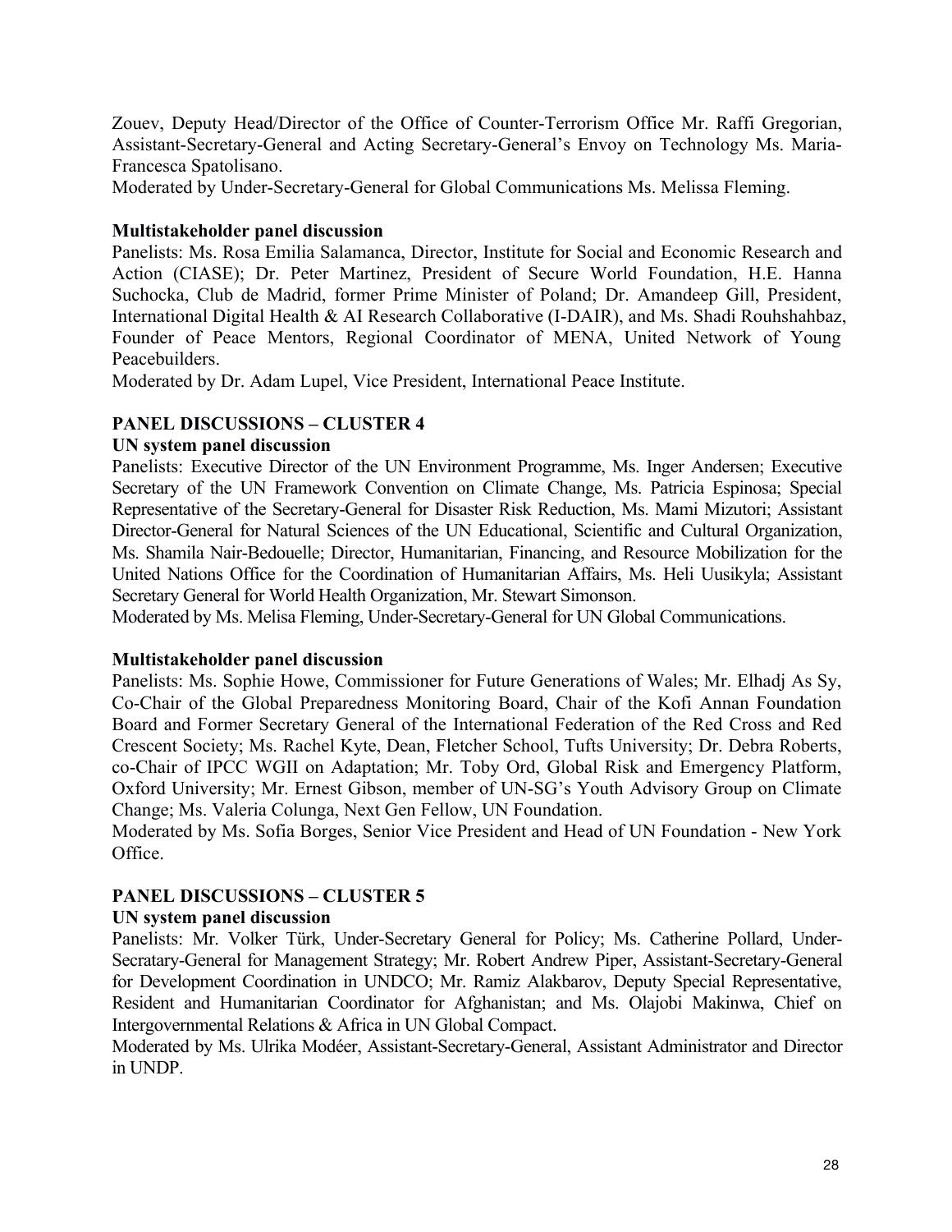Zouev, Deputy Head/Director of the Office of Counter-Terrorism Office Mr. Raffi Gregorian, Assistant-Secretary-General and Acting Secretary-General's Envoy on Technology Ms. Maria-Francesca Spatolisano.

Moderated by Under-Secretary-General for Global Communications Ms. Melissa Fleming.

**Multistakeholder panel discussion**

Panelists: Ms. Rosa Emilia Salamanca, Director, Institute for Social and Economic Research and Action (CIASE); Dr. Peter Martinez, President of Secure World Foundation, H.E. Hanna Suchocka, Club de Madrid, former Prime Minister of Poland; Dr. Amandeep Gill, President, International Digital Health & AI Research Collaborative (I-DAIR), and Ms. Shadi Rouhshahbaz, Founder of Peace Mentors, Regional Coordinator of MENA, United Network of Young Peacebuilders.

Moderated by Dr. Adam Lupel, Vice President, International Peace Institute.

**PANEL DISCUSSIONS – CLUSTER 4**

**UN system panel discussion**

Panelists: Executive Director of the UN Environment Programme, Ms. Inger Andersen; Executive Secretary of the UN Framework Convention on Climate Change, Ms. Patricia Espinosa; Special Representative of the Secretary-General for Disaster Risk Reduction, Ms. Mami Mizutori; Assistant Director-General for Natural Sciences of the UN Educational, Scientific and Cultural Organization, Ms. Shamila Nair-Bedouelle; Director, Humanitarian, Financing, and Resource Mobilization for the United Nations Office for the Coordination of Humanitarian Affairs, Ms. Heli Uusikyla; Assistant Secretary General for World Health Organization, Mr. Stewart Simonson.

Moderated by Ms. Melisa Fleming, Under-Secretary-General for UN Global Communications.

**Multistakeholder panel discussion**

Panelists: Ms. Sophie Howe, Commissioner for Future Generations of Wales; Mr. Elhadj As Sy, Co-Chair of the Global Preparedness Monitoring Board, Chair of the Kofi Annan Foundation Board and Former Secretary General of the International Federation of the Red Cross and Red Crescent Society; Ms. Rachel Kyte, Dean, Fletcher School, Tufts University; Dr. Debra Roberts, co-Chair of IPCC WGII on Adaptation; Mr. Toby Ord, Global Risk and Emergency Platform, Oxford University; Mr. Ernest Gibson, member of UN-SG's Youth Advisory Group on Climate Change; Ms. Valeria Colunga, Next Gen Fellow, UN Foundation.

Moderated by Ms. Sofia Borges, Senior Vice President and Head of UN Foundation - New York Office.

**PANEL DISCUSSIONS – CLUSTER 5**

**UN system panel discussion**

Panelists: Mr. Volker Türk, Under-Secretary General for Policy; Ms. Catherine Pollard, Under-Secratary-General for Management Strategy; Mr. Robert Andrew Piper, Assistant-Secretary-General for Development Coordination in UNDCO; Mr. Ramiz Alakbarov, Deputy Special Representative, Resident and Humanitarian Coordinator for Afghanistan; and Ms. Olajobi Makinwa, Chief on Intergovernmental Relations & Africa in UN Global Compact.

Moderated by Ms. Ulrika Modéer, Assistant-Secretary-General, Assistant Administrator and Director in UNDP.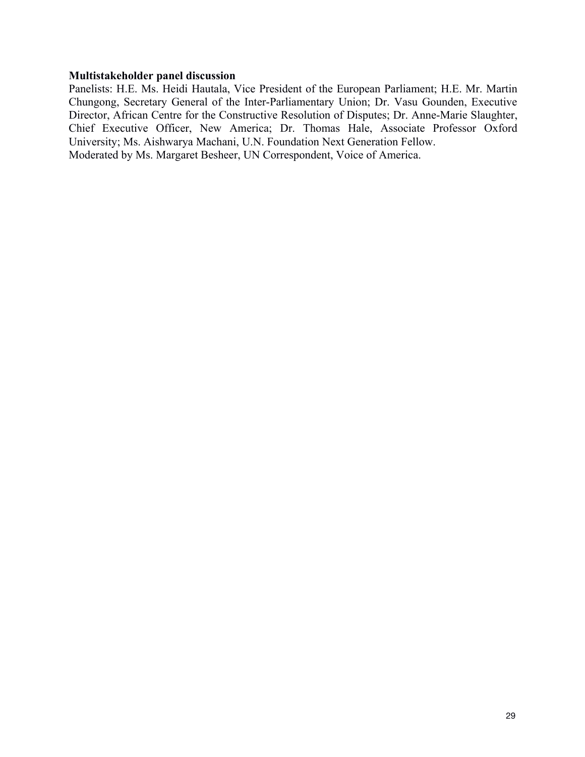**Multistakeholder panel discussion**

Panelists: H.E. Ms. Heidi Hautala, Vice President of the European Parliament; H.E. Mr. Martin Chungong, Secretary General of the Inter-Parliamentary Union; Dr. Vasu Gounden, Executive Director, African Centre for the Constructive Resolution of Disputes; Dr. Anne-Marie Slaughter, Chief Executive Officer, New America; Dr. Thomas Hale, Associate Professor Oxford University; Ms. Aishwarya Machani, U.N. Foundation Next Generation Fellow.

Moderated by Ms. Margaret Besheer, UN Correspondent, Voice of America.